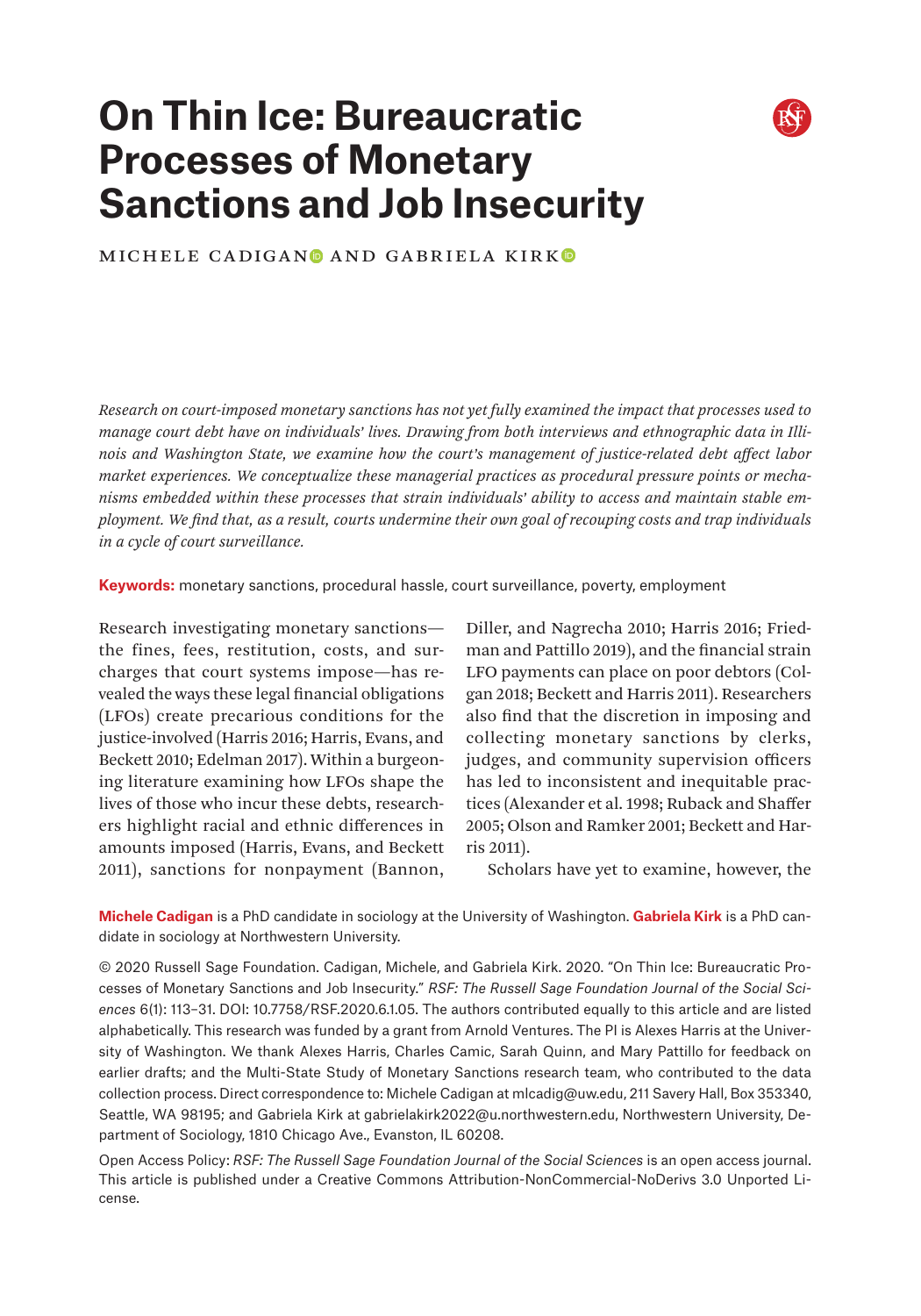# On Thin Ice: Bureaucratic Processes of Monetary Sanctions and Job Insecurity

MICHELE CADIGAN AND GABRIELA KIRK

*Research on court-imposed monetary sanctions has not yet fully examined the impact that processes used to manage court debt have on individuals' lives. Drawing from both interviews and ethnographic data in Illinois and Washington State, we examine how the court's management of justice-related debt affect labor market experiences. We conceptualize these managerial practices as procedural pressure points or mechanisms embedded within these processes that strain individuals' ability to access and maintain stable employment. We find that, as a result, courts undermine their own goal of recouping costs and trap individuals in a cycle of court surveillance.*

**Keywords:** monetary sanctions, procedural hassle, court surveillance, poverty, employment

Research investigating monetary sanctions—the fines, fees, restitution, costs, and surcharges that court systems impose—has revealed the ways these legal financial obligations (LFOs) create precarious conditions for the justice-involved (Harris 2016; Harris, Evans, and Beckett 2010; Edelman 2017). Within a burgeoning literature examining how LFOs shape the lives of those who incur these debts, researchers highlight racial and ethnic differences in amounts imposed (Harris, Evans, and Beckett 2011), sanctions for nonpayment (Bannon, Diller, and Nagrecha 2010; Harris 2016; Friedman and Pattillo 2019), and the financial strain LFO payments can place on poor debtors (Colgan 2018; Beckett and Harris 2011). Researchers also find that the discretion in imposing and collecting monetary sanctions by clerks, judges, and community supervision officers has led to inconsistent and inequitable practices (Alexander et al. 1998; Ruback and Shaffer 2005; Olson and Ramker 2001; Beckett and Harris 2011).

Scholars have yet to examine, however, the

**Michele Cadigan** is a PhD candidate in sociology at the University of Washington. **Gabriela Kirk** is a PhD candidate in sociology at Northwestern University.

© 2020 Russell Sage Foundation. Cadigan, Michele, and Gabriela Kirk. 2020. "On Thin Ice: Bureaucratic Processes of Monetary Sanctions and Job Insecurity." *RSF: The Russell Sage Foundation Journal of the Social Sciences* 6(1): 113–31. DOI: 10.7758/RSF.2020.6.1.05. The authors contributed equally to this article and are listed alphabetically. This research was funded by a grant from Arnold Ventures. The PI is Alexes Harris at the University of Washington. We thank Alexes Harris, Charles Camic, Sarah Quinn, and Mary Pattillo for feedback on earlier drafts; and the Multi-State Study of Monetary Sanctions research team, who contributed to the data collection process. Direct correspondence to: Michele Cadigan at mlcadig@uw.edu, 211 Savery Hall, Box 353340, Seattle, WA 98195; and Gabriela Kirk at gabrielakirk2022@u.northwestern.edu, Northwestern University, Department of Sociology, 1810 Chicago Ave., Evanston, IL 60208.

Open Access Policy: *RSF: The Russell Sage Foundation Journal of the Social Sciences* is an open access journal. This article is published under a Creative Commons Attribution-NonCommercial-NoDerivs 3.0 Unported License.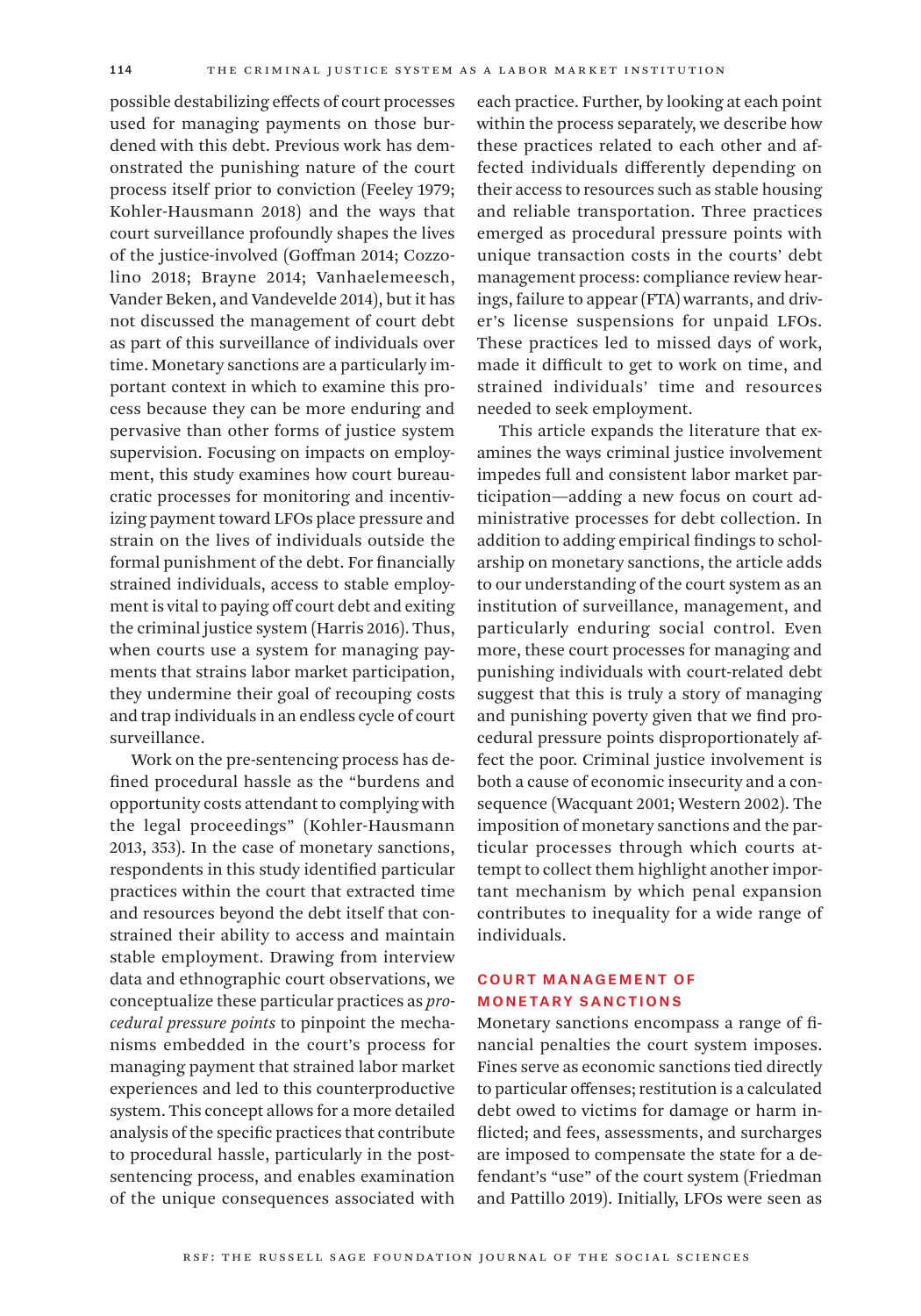possible destabilizing effects of court processes used for managing payments on those burdened with this debt. Previous work has demonstrated the punishing nature of the court process itself prior to conviction (Feeley 1979; Kohler-Hausmann 2018) and the ways that court surveillance profoundly shapes the lives of the justice-involved (Goffman 2014; Cozzolino 2018; Brayne 2014; Vanhaelemeesch, Vander Beken, and Vandevelde 2014), but it has not discussed the management of court debt as part of this surveillance of individuals over time. Monetary sanctions are a particularly important context in which to examine this process because they can be more enduring and pervasive than other forms of justice system supervision. Focusing on impacts on employment, this study examines how court bureaucratic processes for monitoring and incentivizing payment toward LFOs place pressure and strain on the lives of individuals outside the formal punishment of the debt. For financially strained individuals, access to stable employment is vital to paying off court debt and exiting the criminal justice system (Harris 2016). Thus, when courts use a system for managing payments that strains labor market participation, they undermine their goal of recouping costs and trap individuals in an endless cycle of court surveillance.

Work on the pre-sentencing process has defined procedural hassle as the "burdens and opportunity costs attendant to complying with the legal proceedings" (Kohler-Hausmann 2013, 353). In the case of monetary sanctions, respondents in this study identified particular practices within the court that extracted time and resources beyond the debt itself that constrained their ability to access and maintain stable employment. Drawing from interview data and ethnographic court observations, we conceptualize these particular practices as *procedural pressure points* to pinpoint the mechanisms embedded in the court's process for managing payment that strained labor market experiences and led to this counterproductive system. This concept allows for a more detailed analysis of the specific practices that contribute to procedural hassle, particularly in the post-sentencing process, and enables examination of the unique consequences associated with each practice. Further, by looking at each point within the process separately, we describe how these practices related to each other and affected individuals differently depending on their access to resources such as stable housing and reliable transportation. Three practices emerged as procedural pressure points with unique transaction costs in the courts' debt management process: compliance review hearings, failure to appear (FTA) warrants, and driver's license suspensions for unpaid LFOs. These practices led to missed days of work, made it difficult to get to work on time, and strained individuals' time and resources needed to seek employment.

This article expands the literature that examines the ways criminal justice involvement impedes full and consistent labor market participation—adding a new focus on court administrative processes for debt collection. In addition to adding empirical findings to scholarship on monetary sanctions, the article adds to our understanding of the court system as an institution of surveillance, management, and particularly enduring social control. Even more, these court processes for managing and punishing individuals with court-related debt suggest that this is truly a story of managing and punishing poverty given that we find procedural pressure points disproportionately affect the poor. Criminal justice involvement is both a cause of economic insecurity and a consequence (Wacquant 2001; Western 2002). The imposition of monetary sanctions and the particular processes through which courts attempt to collect them highlight another important mechanism by which penal expansion contributes to inequality for a wide range of individuals.

## COURT MANAGEMENT OF MONETARY SANCTIONS

Monetary sanctions encompass a range of financial penalties the court system imposes. Fines serve as economic sanctions tied directly to particular offenses; restitution is a calculated debt owed to victims for damage or harm inflicted; and fees, assessments, and surcharges are imposed to compensate the state for a defendant's "use" of the court system (Friedman and Pattillo 2019). Initially, LFOs were seen as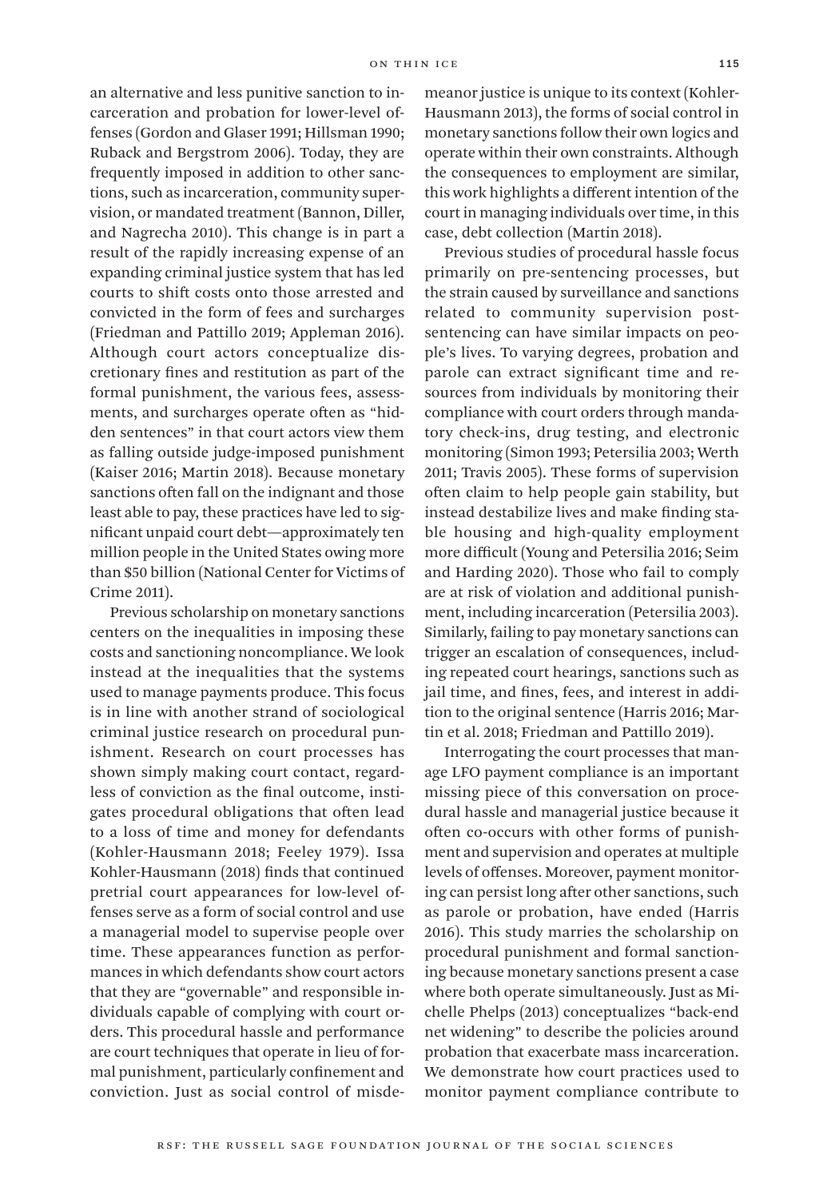an alternative and less punitive sanction to incarceration and probation for lower-level offenses (Gordon and Glaser 1991; Hillsman 1990; Ruback and Bergstrom 2006). Today, they are frequently imposed in addition to other sanctions, such as incarceration, community supervision, or mandated treatment (Bannon, Diller, and Nagrecha 2010). This change is in part a result of the rapidly increasing expense of an expanding criminal justice system that has led courts to shift costs onto those arrested and convicted in the form of fees and surcharges (Friedman and Pattillo 2019; Appleman 2016). Although court actors conceptualize discretionary fines and restitution as part of the formal punishment, the various fees, assessments, and surcharges operate often as "hidden sentences" in that court actors view them as falling outside judge-imposed punishment (Kaiser 2016; Martin 2018). Because monetary sanctions often fall on the indignant and those least able to pay, these practices have led to significant unpaid court debt—approximately ten million people in the United States owing more than $50 billion (National Center for Victims of Crime 2011).

Previous scholarship on monetary sanctions centers on the inequalities in imposing these costs and sanctioning noncompliance. We look instead at the inequalities that the systems used to manage payments produce. This focus is in line with another strand of sociological criminal justice research on procedural punishment. Research on court processes has shown simply making court contact, regardless of conviction as the final outcome, instigates procedural obligations that often lead to a loss of time and money for defendants (Kohler-Hausmann 2018; Feeley 1979). Issa Kohler-Hausmann (2018) finds that continued pretrial court appearances for low-level offenses serve as a form of social control and use a managerial model to supervise people over time. These appearances function as performances in which defendants show court actors that they are "governable" and responsible individuals capable of complying with court orders. This procedural hassle and performance are court techniques that operate in lieu of formal punishment, particularly confinement and conviction. Just as social control of misdemeanor justice is unique to its context (Kohler-Hausmann 2013), the forms of social control in monetary sanctions follow their own logics and operate within their own constraints. Although the consequences to employment are similar, this work highlights a different intention of the court in managing individuals over time, in this case, debt collection (Martin 2018).

Previous studies of procedural hassle focus primarily on pre-sentencing processes, but the strain caused by surveillance and sanctions related to community supervision post-sentencing can have similar impacts on people's lives. To varying degrees, probation and parole can extract significant time and resources from individuals by monitoring their compliance with court orders through mandatory check-ins, drug testing, and electronic monitoring (Simon 1993; Petersilia 2003; Werth 2011; Travis 2005). These forms of supervision often claim to help people gain stability, but instead destabilize lives and make finding stable housing and high-quality employment more difficult (Young and Petersilia 2016; Seim and Harding 2020). Those who fail to comply are at risk of violation and additional punishment, including incarceration (Petersilia 2003). Similarly, failing to pay monetary sanctions can trigger an escalation of consequences, including repeated court hearings, sanctions such as jail time, and fines, fees, and interest in addition to the original sentence (Harris 2016; Martin et al. 2018; Friedman and Pattillo 2019).

Interrogating the court processes that manage LFO payment compliance is an important missing piece of this conversation on procedural hassle and managerial justice because it often co-occurs with other forms of punishment and supervision and operates at multiple levels of offenses. Moreover, payment monitoring can persist long after other sanctions, such as parole or probation, have ended (Harris 2016). This study marries the scholarship on procedural punishment and formal sanctioning because monetary sanctions present a case where both operate simultaneously. Just as Michelle Phelps (2013) conceptualizes "back-end net widening" to describe the policies around probation that exacerbate mass incarceration. We demonstrate how court practices used to monitor payment compliance contribute to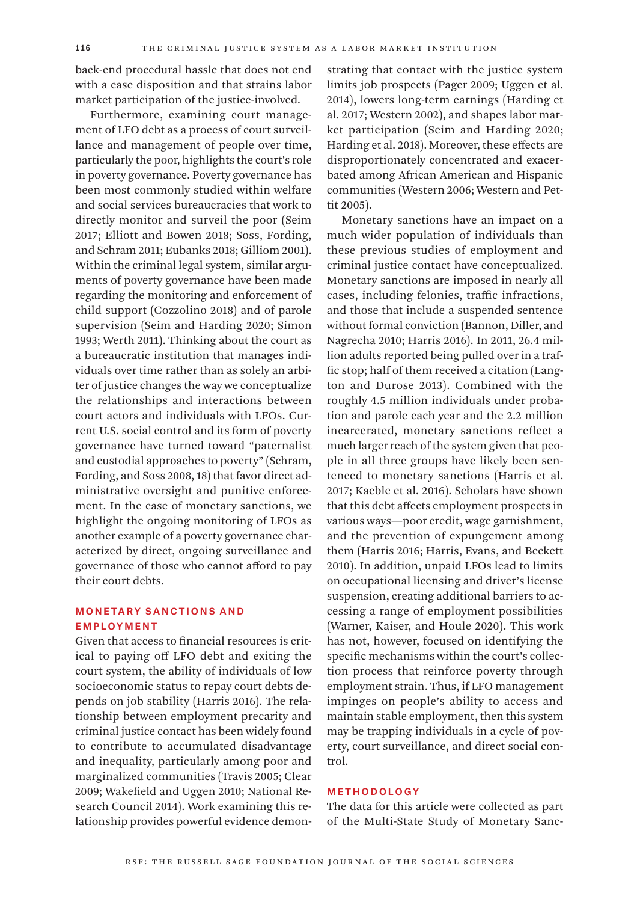back-end procedural hassle that does not end with a case disposition and that strains labor market participation of the justice-involved.

Furthermore, examining court management of LFO debt as a process of court surveillance and management of people over time, particularly the poor, highlights the court's role in poverty governance. Poverty governance has been most commonly studied within welfare and social services bureaucracies that work to directly monitor and surveil the poor (Seim 2017; Elliott and Bowen 2018; Soss, Fording, and Schram 2011; Eubanks 2018; Gilliom 2001). Within the criminal legal system, similar arguments of poverty governance have been made regarding the monitoring and enforcement of child support (Cozzolino 2018) and of parole supervision (Seim and Harding 2020; Simon 1993; Werth 2011). Thinking about the court as a bureaucratic institution that manages individuals over time rather than as solely an arbiter of justice changes the way we conceptualize the relationships and interactions between court actors and individuals with LFOs. Current U.S. social control and its form of poverty governance have turned toward "paternalist and custodial approaches to poverty" (Schram, Fording, and Soss 2008, 18) that favor direct administrative oversight and punitive enforcement. In the case of monetary sanctions, we highlight the ongoing monitoring of LFOs as another example of a poverty governance characterized by direct, ongoing surveillance and governance of those who cannot afford to pay their court debts.

## MONETARY SANCTIONS AND EMPLOYMENT

Given that access to financial resources is critical to paying off LFO debt and exiting the court system, the ability of individuals of low socioeconomic status to repay court debts depends on job stability (Harris 2016). The relationship between employment precarity and criminal justice contact has been widely found to contribute to accumulated disadvantage and inequality, particularly among poor and marginalized communities (Travis 2005; Clear 2009; Wakefield and Uggen 2010; National Research Council 2014). Work examining this relationship provides powerful evidence demonstrating that contact with the justice system limits job prospects (Pager 2009; Uggen et al. 2014), lowers long-term earnings (Harding et al. 2017; Western 2002), and shapes labor market participation (Seim and Harding 2020; Harding et al. 2018). Moreover, these effects are disproportionately concentrated and exacerbated among African American and Hispanic communities (Western 2006; Western and Pettit 2005).

Monetary sanctions have an impact on a much wider population of individuals than these previous studies of employment and criminal justice contact have conceptualized. Monetary sanctions are imposed in nearly all cases, including felonies, traffic infractions, and those that include a suspended sentence without formal conviction (Bannon, Diller, and Nagrecha 2010; Harris 2016). In 2011, 26.4 million adults reported being pulled over in a traffic stop; half of them received a citation (Langton and Durose 2013). Combined with the roughly 4.5 million individuals under probation and parole each year and the 2.2 million incarcerated, monetary sanctions reflect a much larger reach of the system given that people in all three groups have likely been sentenced to monetary sanctions (Harris et al. 2017; Kaeble et al. 2016). Scholars have shown that this debt affects employment prospects in various ways—poor credit, wage garnishment, and the prevention of expungement among them (Harris 2016; Harris, Evans, and Beckett 2010). In addition, unpaid LFOs lead to limits on occupational licensing and driver's license suspension, creating additional barriers to accessing a range of employment possibilities (Warner, Kaiser, and Houle 2020). This work has not, however, focused on identifying the specific mechanisms within the court's collection process that reinforce poverty through employment strain. Thus, if LFO management impinges on people's ability to access and maintain stable employment, then this system may be trapping individuals in a cycle of poverty, court surveillance, and direct social control.

## METHODOLOGY

The data for this article were collected as part of the Multi-State Study of Monetary Sanc-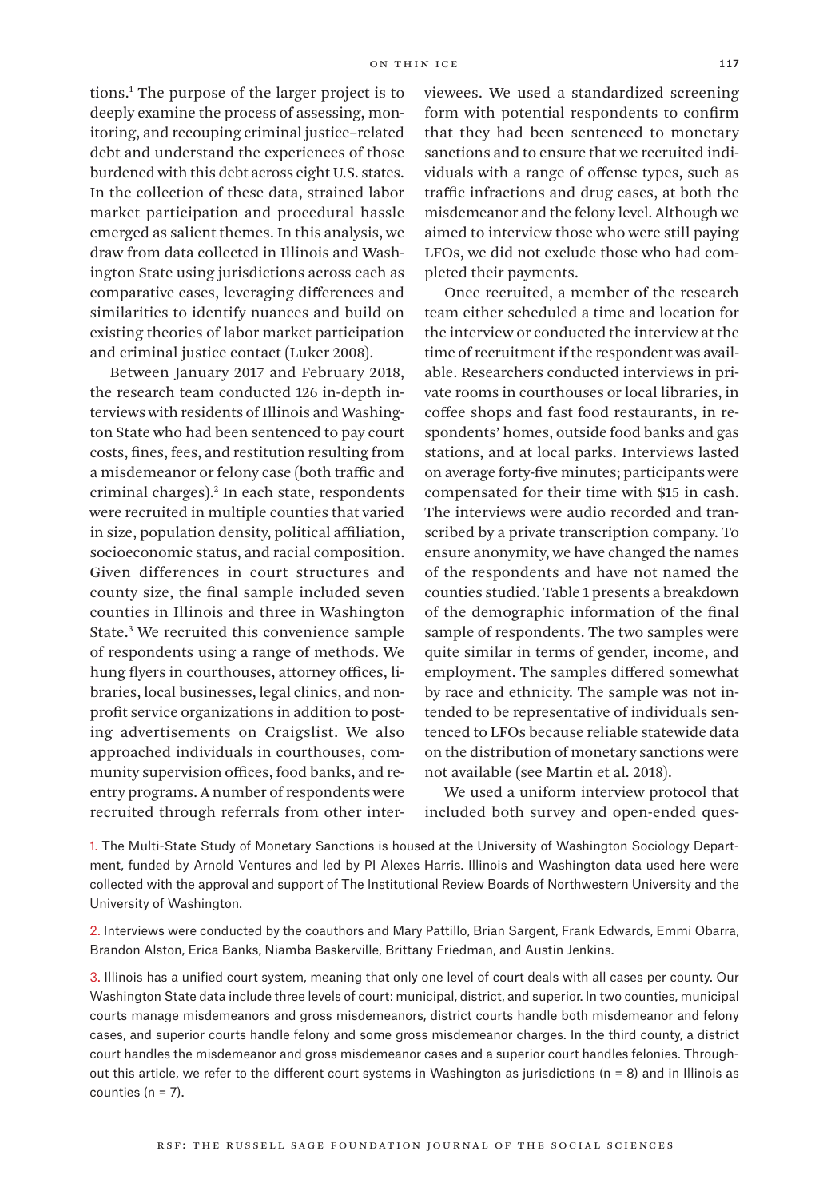tions.[1] The purpose of the larger project is to deeply examine the process of assessing, monitoring, and recouping criminal justice–related debt and understand the experiences of those burdened with this debt across eight U.S. states. In the collection of these data, strained labor market participation and procedural hassle emerged as salient themes. In this analysis, we draw from data collected in Illinois and Washington State using jurisdictions across each as comparative cases, leveraging differences and similarities to identify nuances and build on existing theories of labor market participation and criminal justice contact (Luker 2008).

Between January 2017 and February 2018, the research team conducted 126 in-depth interviews with residents of Illinois and Washington State who had been sentenced to pay court costs, fines, fees, and restitution resulting from a misdemeanor or felony case (both traffic and criminal charges).[2] In each state, respondents were recruited in multiple counties that varied in size, population density, political affiliation, socioeconomic status, and racial composition. Given differences in court structures and county size, the final sample included seven counties in Illinois and three in Washington State.[3] We recruited this convenience sample of respondents using a range of methods. We hung flyers in courthouses, attorney offices, libraries, local businesses, legal clinics, and nonprofit service organizations in addition to posting advertisements on Craigslist. We also approached individuals in courthouses, community supervision offices, food banks, and reentry programs. A number of respondents were recruited through referrals from other interviewees. We used a standardized screening form with potential respondents to confirm that they had been sentenced to monetary sanctions and to ensure that we recruited individuals with a range of offense types, such as traffic infractions and drug cases, at both the misdemeanor and the felony level. Although we aimed to interview those who were still paying LFOs, we did not exclude those who had completed their payments.

Once recruited, a member of the research team either scheduled a time and location for the interview or conducted the interview at the time of recruitment if the respondent was available. Researchers conducted interviews in private rooms in courthouses or local libraries, in coffee shops and fast food restaurants, in respondents' homes, outside food banks and gas stations, and at local parks. Interviews lasted on average forty-five minutes; participants were compensated for their time with $15 in cash. The interviews were audio recorded and transcribed by a private transcription company. To ensure anonymity, we have changed the names of the respondents and have not named the counties studied. Table 1 presents a breakdown of the demographic information of the final sample of respondents. The two samples were quite similar in terms of gender, income, and employment. The samples differed somewhat by race and ethnicity. The sample was not intended to be representative of individuals sentenced to LFOs because reliable statewide data on the distribution of monetary sanctions were not available (see Martin et al. 2018).

We used a uniform interview protocol that included both survey and open-ended ques-

1. The Multi-State Study of Monetary Sanctions is housed at the University of Washington Sociology Department, funded by Arnold Ventures and led by PI Alexes Harris. Illinois and Washington data used here were collected with the approval and support of The Institutional Review Boards of Northwestern University and the University of Washington.

2. Interviews were conducted by the coauthors and Mary Pattillo, Brian Sargent, Frank Edwards, Emmi Obarra, Brandon Alston, Erica Banks, Niamba Baskerville, Brittany Friedman, and Austin Jenkins.

3. Illinois has a unified court system, meaning that only one level of court deals with all cases per county. Our Washington State data include three levels of court: municipal, district, and superior. In two counties, municipal courts manage misdemeanors and gross misdemeanors, district courts handle both misdemeanor and felony cases, and superior courts handle felony and some gross misdemeanor charges. In the third county, a district court handles the misdemeanor and gross misdemeanor cases and a superior court handles felonies. Throughout this article, we refer to the different court systems in Washington as jurisdictions (n = 8) and in Illinois as counties (n = 7).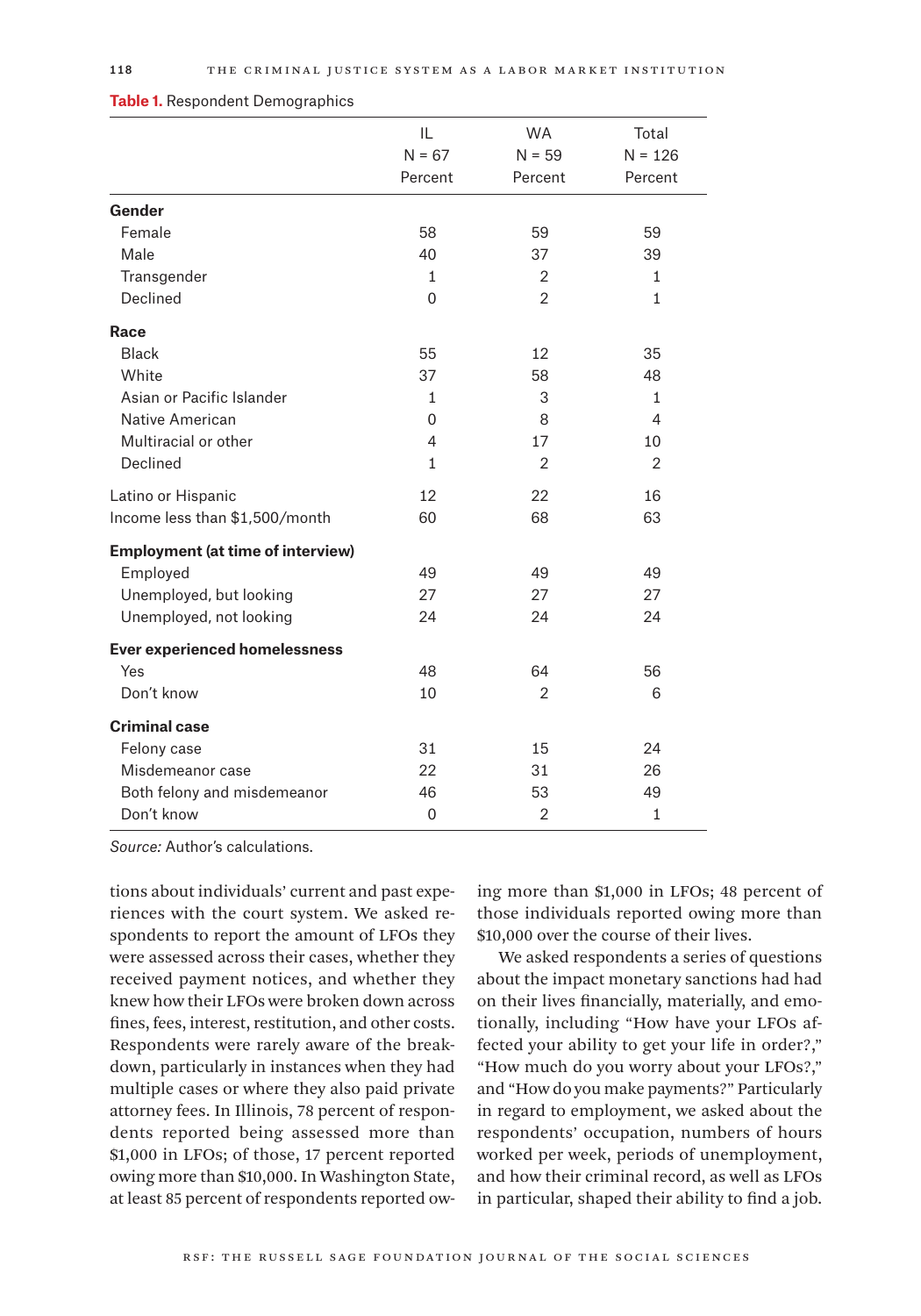**Table 1.** Respondent Demographics

| | IL N = 67 Percent | WA N = 59 Percent | Total N = 126 Percent |
|---|---|---|---|
| **Gender** | | | |
| Female | 58 | 59 | 59 |
| Male | 40 | 37 | 39 |
| Transgender | 1 | 2 | 1 |
| Declined | 0 | 2 | 1 |
| **Race** | | | |
| Black | 55 | 12 | 35 |
| White | 37 | 58 | 48 |
| Asian or Pacific Islander | 1 | 3 | 1 |
| Native American | 0 | 8 | 4 |
| Multiracial or other | 4 | 17 | 10 |
| Declined | 1 | 2 | 2 |
| Latino or Hispanic | 12 | 22 | 16 |
| Income less than $1,500/month | 60 | 68 | 63 |
| **Employment (at time of interview)** | | | |
| Employed | 49 | 49 | 49 |
| Unemployed, but looking | 27 | 27 | 27 |
| Unemployed, not looking | 24 | 24 | 24 |
| **Ever experienced homelessness** | | | |
| Yes | 48 | 64 | 56 |
| Don't know | 10 | 2 | 6 |
| **Criminal case** | | | |
| Felony case | 31 | 15 | 24 |
| Misdemeanor case | 22 | 31 | 26 |
| Both felony and misdemeanor | 46 | 53 | 49 |
| Don't know | 0 | 2 | 1 |

*Source:* Author's calculations.

tions about individuals' current and past experiences with the court system. We asked respondents to report the amount of LFOs they were assessed across their cases, whether they received payment notices, and whether they knew how their LFOs were broken down across fines, fees, interest, restitution, and other costs. Respondents were rarely aware of the breakdown, particularly in instances when they had multiple cases or where they also paid private attorney fees. In Illinois, 78 percent of respondents reported being assessed more than $1,000 in LFOs; of those, 17 percent reported owing more than $10,000. In Washington State, at least 85 percent of respondents reported owing more than $1,000 in LFOs; 48 percent of those individuals reported owing more than $10,000 over the course of their lives.

We asked respondents a series of questions about the impact monetary sanctions had had on their lives financially, materially, and emotionally, including "How have your LFOs affected your ability to get your life in order?," "How much do you worry about your LFOs?," and "How do you make payments?" Particularly in regard to employment, we asked about the respondents' occupation, numbers of hours worked per week, periods of unemployment, and how their criminal record, as well as LFOs in particular, shaped their ability to find a job.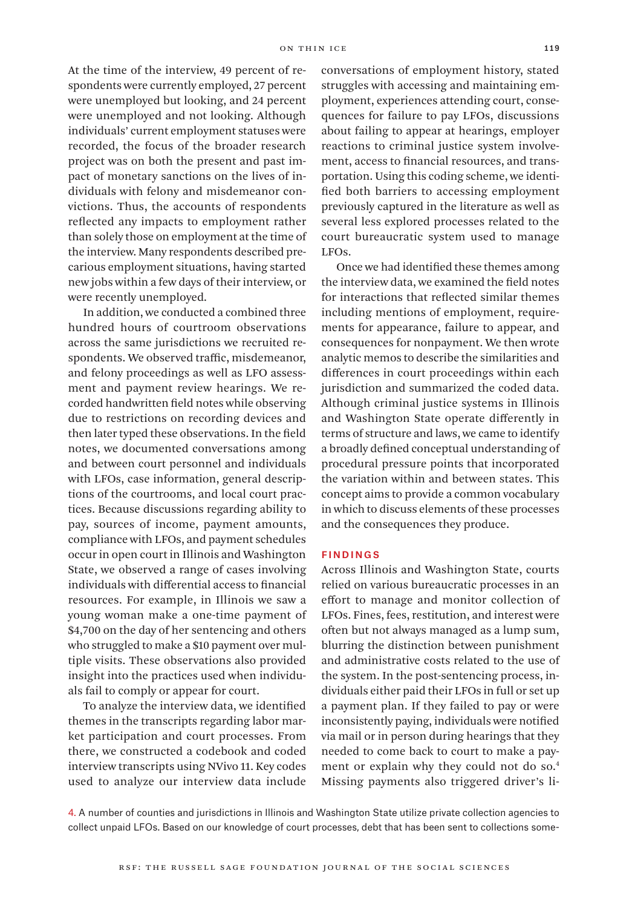At the time of the interview, 49 percent of respondents were currently employed, 27 percent were unemployed but looking, and 24 percent were unemployed and not looking. Although individuals' current employment statuses were recorded, the focus of the broader research project was on both the present and past impact of monetary sanctions on the lives of individuals with felony and misdemeanor convictions. Thus, the accounts of respondents reflected any impacts to employment rather than solely those on employment at the time of the interview. Many respondents described precarious employment situations, having started new jobs within a few days of their interview, or were recently unemployed.

In addition, we conducted a combined three hundred hours of courtroom observations across the same jurisdictions we recruited respondents. We observed traffic, misdemeanor, and felony proceedings as well as LFO assessment and payment review hearings. We recorded handwritten field notes while observing due to restrictions on recording devices and then later typed these observations. In the field notes, we documented conversations among and between court personnel and individuals with LFOs, case information, general descriptions of the courtrooms, and local court practices. Because discussions regarding ability to pay, sources of income, payment amounts, compliance with LFOs, and payment schedules occur in open court in Illinois and Washington State, we observed a range of cases involving individuals with differential access to financial resources. For example, in Illinois we saw a young woman make a one-time payment of $4,700 on the day of her sentencing and others who struggled to make a $10 payment over multiple visits. These observations also provided insight into the practices used when individuals fail to comply or appear for court.

To analyze the interview data, we identified themes in the transcripts regarding labor market participation and court processes. From there, we constructed a codebook and coded interview transcripts using NVivo 11. Key codes used to analyze our interview data include conversations of employment history, stated struggles with accessing and maintaining employment, experiences attending court, consequences for failure to pay LFOs, discussions about failing to appear at hearings, employer reactions to criminal justice system involvement, access to financial resources, and transportation. Using this coding scheme, we identified both barriers to accessing employment previously captured in the literature as well as several less explored processes related to the court bureaucratic system used to manage LFOs.

Once we had identified these themes among the interview data, we examined the field notes for interactions that reflected similar themes including mentions of employment, requirements for appearance, failure to appear, and consequences for nonpayment. We then wrote analytic memos to describe the similarities and differences in court proceedings within each jurisdiction and summarized the coded data. Although criminal justice systems in Illinois and Washington State operate differently in terms of structure and laws, we came to identify a broadly defined conceptual understanding of procedural pressure points that incorporated the variation within and between states. This concept aims to provide a common vocabulary in which to discuss elements of these processes and the consequences they produce.

## FINDINGS

Across Illinois and Washington State, courts relied on various bureaucratic processes in an effort to manage and monitor collection of LFOs. Fines, fees, restitution, and interest were often but not always managed as a lump sum, blurring the distinction between punishment and administrative costs related to the use of the system. In the post-sentencing process, individuals either paid their LFOs in full or set up a payment plan. If they failed to pay or were inconsistently paying, individuals were notified via mail or in person during hearings that they needed to come back to court to make a payment or explain why they could not do so.[4] Missing payments also triggered driver's li-

4. A number of counties and jurisdictions in Illinois and Washington State utilize private collection agencies to collect unpaid LFOs. Based on our knowledge of court processes, debt that has been sent to collections some-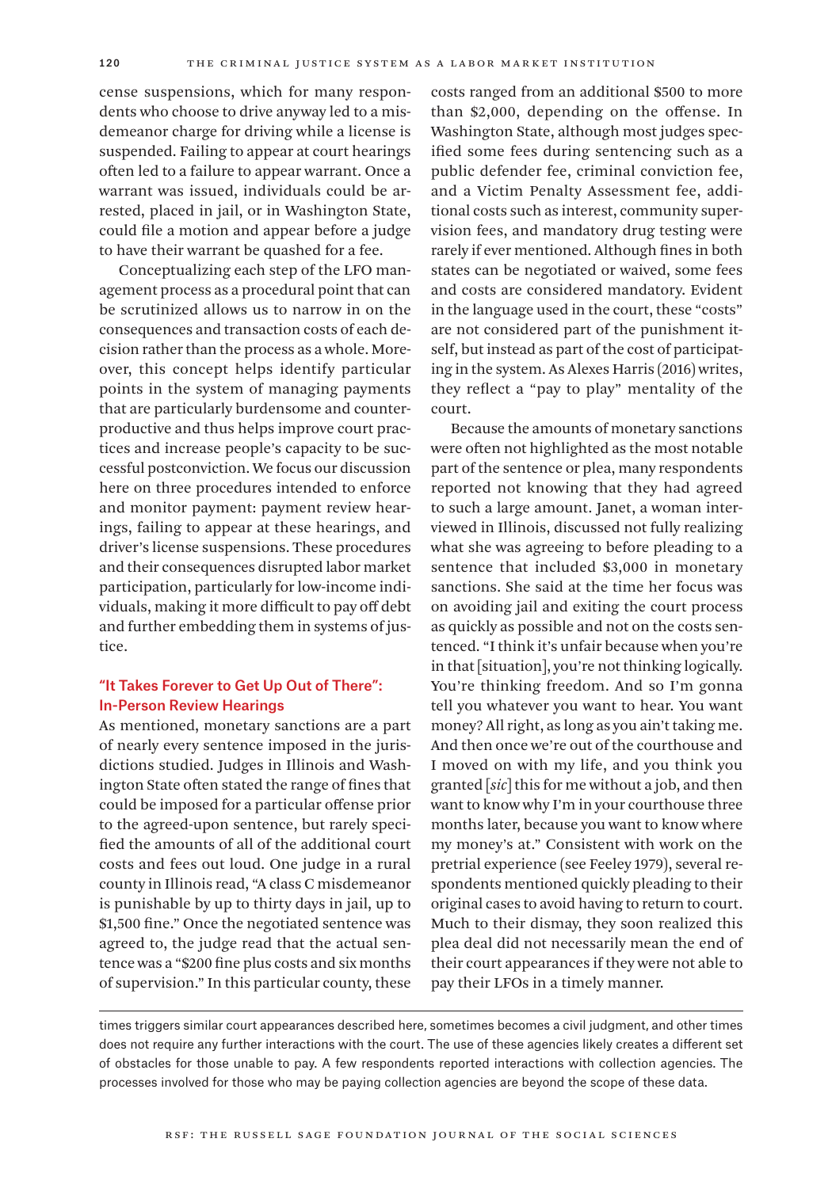cense suspensions, which for many respondents who choose to drive anyway led to a misdemeanor charge for driving while a license is suspended. Failing to appear at court hearings often led to a failure to appear warrant. Once a warrant was issued, individuals could be arrested, placed in jail, or in Washington State, could file a motion and appear before a judge to have their warrant be quashed for a fee.

Conceptualizing each step of the LFO management process as a procedural point that can be scrutinized allows us to narrow in on the consequences and transaction costs of each decision rather than the process as a whole. Moreover, this concept helps identify particular points in the system of managing payments that are particularly burdensome and counterproductive and thus helps improve court practices and increase people's capacity to be successful postconviction. We focus our discussion here on three procedures intended to enforce and monitor payment: payment review hearings, failing to appear at these hearings, and driver's license suspensions. These procedures and their consequences disrupted labor market participation, particularly for low-income individuals, making it more difficult to pay off debt and further embedding them in systems of justice.

## "It Takes Forever to Get Up Out of There": In-Person Review Hearings

As mentioned, monetary sanctions are a part of nearly every sentence imposed in the jurisdictions studied. Judges in Illinois and Washington State often stated the range of fines that could be imposed for a particular offense prior to the agreed-upon sentence, but rarely specified the amounts of all of the additional court costs and fees out loud. One judge in a rural county in Illinois read, "A class C misdemeanor is punishable by up to thirty days in jail, up to $1,500 fine." Once the negotiated sentence was agreed to, the judge read that the actual sentence was a "$200 fine plus costs and six months of supervision." In this particular county, these costs ranged from an additional $500 to more than $2,000, depending on the offense. In Washington State, although most judges specified some fees during sentencing such as a public defender fee, criminal conviction fee, and a Victim Penalty Assessment fee, additional costs such as interest, community supervision fees, and mandatory drug testing were rarely if ever mentioned. Although fines in both states can be negotiated or waived, some fees and costs are considered mandatory. Evident in the language used in the court, these "costs" are not considered part of the punishment itself, but instead as part of the cost of participating in the system. As Alexes Harris (2016) writes, they reflect a "pay to play" mentality of the court.

Because the amounts of monetary sanctions were often not highlighted as the most notable part of the sentence or plea, many respondents reported not knowing that they had agreed to such a large amount. Janet, a woman interviewed in Illinois, discussed not fully realizing what she was agreeing to before pleading to a sentence that included $3,000 in monetary sanctions. She said at the time her focus was on avoiding jail and exiting the court process as quickly as possible and not on the costs sentenced. "I think it's unfair because when you're in that [situation], you're not thinking logically. You're thinking freedom. And so I'm gonna tell you whatever you want to hear. You want money? All right, as long as you ain't taking me. And then once we're out of the courthouse and I moved on with my life, and you think you granted [*sic*] this for me without a job, and then want to know why I'm in your courthouse three months later, because you want to know where my money's at." Consistent with work on the pretrial experience (see Feeley 1979), several respondents mentioned quickly pleading to their original cases to avoid having to return to court. Much to their dismay, they soon realized this plea deal did not necessarily mean the end of their court appearances if they were not able to pay their LFOs in a timely manner.

---

times triggers similar court appearances described here, sometimes becomes a civil judgment, and other times does not require any further interactions with the court. The use of these agencies likely creates a different set of obstacles for those unable to pay. A few respondents reported interactions with collection agencies. The processes involved for those who may be paying collection agencies are beyond the scope of these data.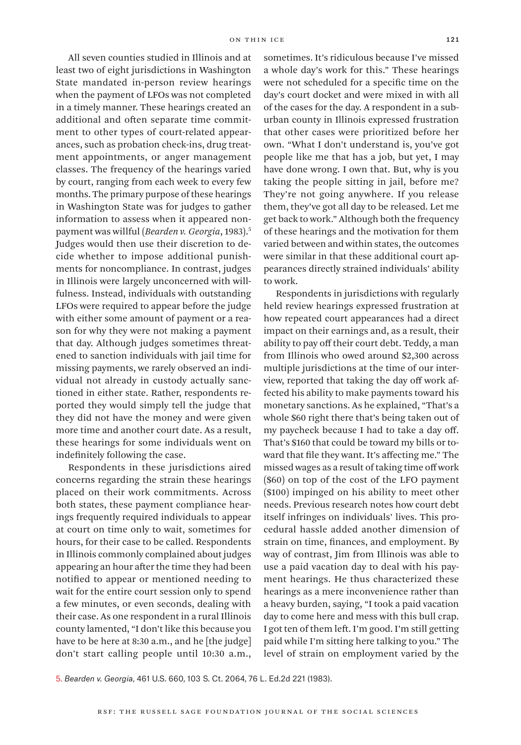All seven counties studied in Illinois and at least two of eight jurisdictions in Washington State mandated in-person review hearings when the payment of LFOs was not completed in a timely manner. These hearings created an additional and often separate time commitment to other types of court-related appearances, such as probation check-ins, drug treatment appointments, or anger management classes. The frequency of the hearings varied by court, ranging from each week to every few months. The primary purpose of these hearings in Washington State was for judges to gather information to assess when it appeared nonpayment was willful (*Bearden v. Georgia*, 1983).[5] Judges would then use their discretion to decide whether to impose additional punishments for noncompliance. In contrast, judges in Illinois were largely unconcerned with willfulness. Instead, individuals with outstanding LFOs were required to appear before the judge with either some amount of payment or a reason for why they were not making a payment that day. Although judges sometimes threatened to sanction individuals with jail time for missing payments, we rarely observed an individual not already in custody actually sanctioned in either state. Rather, respondents reported they would simply tell the judge that they did not have the money and were given more time and another court date. As a result, these hearings for some individuals went on indefinitely following the case.

Respondents in these jurisdictions aired concerns regarding the strain these hearings placed on their work commitments. Across both states, these payment compliance hearings frequently required individuals to appear at court on time only to wait, sometimes for hours, for their case to be called. Respondents in Illinois commonly complained about judges appearing an hour after the time they had been notified to appear or mentioned needing to wait for the entire court session only to spend a few minutes, or even seconds, dealing with their case. As one respondent in a rural Illinois county lamented, "I don't like this because you have to be here at 8:30 a.m., and he [the judge] don't start calling people until 10:30 a.m., sometimes. It's ridiculous because I've missed a whole day's work for this." These hearings were not scheduled for a specific time on the day's court docket and were mixed in with all of the cases for the day. A respondent in a suburban county in Illinois expressed frustration that other cases were prioritized before her own. "What I don't understand is, you've got people like me that has a job, but yet, I may have done wrong. I own that. But, why is you taking the people sitting in jail, before me? They're not going anywhere. If you release them, they've got all day to be released. Let me get back to work." Although both the frequency of these hearings and the motivation for them varied between and within states, the outcomes were similar in that these additional court appearances directly strained individuals' ability to work.

Respondents in jurisdictions with regularly held review hearings expressed frustration at how repeated court appearances had a direct impact on their earnings and, as a result, their ability to pay off their court debt. Teddy, a man from Illinois who owed around $2,300 across multiple jurisdictions at the time of our interview, reported that taking the day off work affected his ability to make payments toward his monetary sanctions. As he explained, "That's a whole $60 right there that's being taken out of my paycheck because I had to take a day off. That's $160 that could be toward my bills or toward that file they want. It's affecting me." The missed wages as a result of taking time off work ($60) on top of the cost of the LFO payment ($100) impinged on his ability to meet other needs. Previous research notes how court debt itself infringes on individuals' lives. This procedural hassle added another dimension of strain on time, finances, and employment. By way of contrast, Jim from Illinois was able to use a paid vacation day to deal with his payment hearings. He thus characterized these hearings as a mere inconvenience rather than a heavy burden, saying, "I took a paid vacation day to come here and mess with this bull crap. I got ten of them left. I'm good. I'm still getting paid while I'm sitting here talking to you." The level of strain on employment varied by the

5. *Bearden v. Georgia*, 461 U.S. 660, 103 S. Ct. 2064, 76 L. Ed.2d 221 (1983).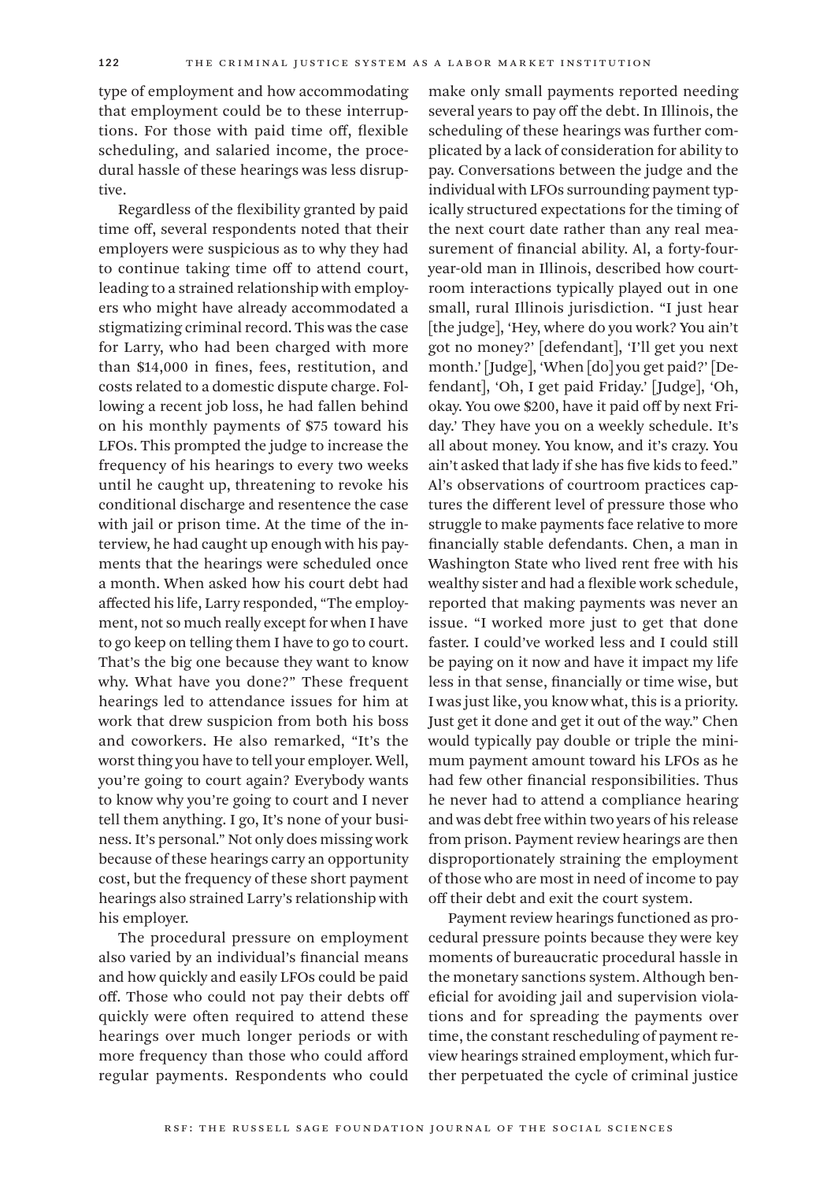type of employment and how accommodating that employment could be to these interruptions. For those with paid time off, flexible scheduling, and salaried income, the procedural hassle of these hearings was less disruptive.

Regardless of the flexibility granted by paid time off, several respondents noted that their employers were suspicious as to why they had to continue taking time off to attend court, leading to a strained relationship with employers who might have already accommodated a stigmatizing criminal record. This was the case for Larry, who had been charged with more than $14,000 in fines, fees, restitution, and costs related to a domestic dispute charge. Following a recent job loss, he had fallen behind on his monthly payments of $75 toward his LFOs. This prompted the judge to increase the frequency of his hearings to every two weeks until he caught up, threatening to revoke his conditional discharge and resentence the case with jail or prison time. At the time of the interview, he had caught up enough with his payments that the hearings were scheduled once a month. When asked how his court debt had affected his life, Larry responded, "The employment, not so much really except for when I have to go keep on telling them I have to go to court. That's the big one because they want to know why. What have you done?" These frequent hearings led to attendance issues for him at work that drew suspicion from both his boss and coworkers. He also remarked, "It's the worst thing you have to tell your employer. Well, you're going to court again? Everybody wants to know why you're going to court and I never tell them anything. I go, It's none of your business. It's personal." Not only does missing work because of these hearings carry an opportunity cost, but the frequency of these short payment hearings also strained Larry's relationship with his employer.

The procedural pressure on employment also varied by an individual's financial means and how quickly and easily LFOs could be paid off. Those who could not pay their debts off quickly were often required to attend these hearings over much longer periods or with more frequency than those who could afford regular payments. Respondents who could make only small payments reported needing several years to pay off the debt. In Illinois, the scheduling of these hearings was further complicated by a lack of consideration for ability to pay. Conversations between the judge and the individual with LFOs surrounding payment typically structured expectations for the timing of the next court date rather than any real measurement of financial ability. Al, a forty-four-year-old man in Illinois, described how courtroom interactions typically played out in one small, rural Illinois jurisdiction. "I just hear [the judge], 'Hey, where do you work? You ain't got no money?' [defendant], 'I'll get you next month.' [Judge], 'When [do] you get paid?' [Defendant], 'Oh, I get paid Friday.' [Judge], 'Oh, okay. You owe $200, have it paid off by next Friday.' They have you on a weekly schedule. It's all about money. You know, and it's crazy. You ain't asked that lady if she has five kids to feed." Al's observations of courtroom practices captures the different level of pressure those who struggle to make payments face relative to more financially stable defendants. Chen, a man in Washington State who lived rent free with his wealthy sister and had a flexible work schedule, reported that making payments was never an issue. "I worked more just to get that done faster. I could've worked less and I could still be paying on it now and have it impact my life less in that sense, financially or time wise, but I was just like, you know what, this is a priority. Just get it done and get it out of the way." Chen would typically pay double or triple the minimum payment amount toward his LFOs as he had few other financial responsibilities. Thus he never had to attend a compliance hearing and was debt free within two years of his release from prison. Payment review hearings are then disproportionately straining the employment of those who are most in need of income to pay off their debt and exit the court system.

Payment review hearings functioned as procedural pressure points because they were key moments of bureaucratic procedural hassle in the monetary sanctions system. Although beneficial for avoiding jail and supervision violations and for spreading the payments over time, the constant rescheduling of payment review hearings strained employment, which further perpetuated the cycle of criminal justice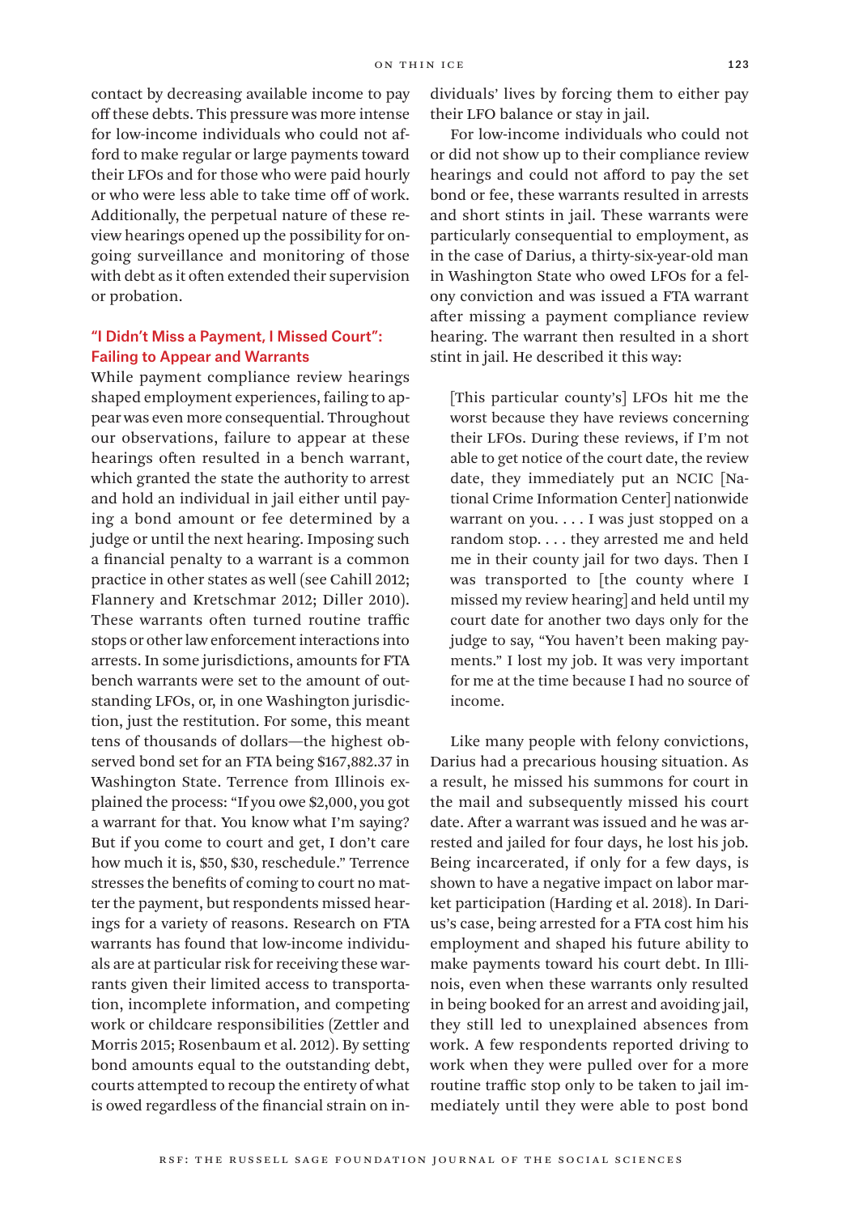contact by decreasing available income to pay off these debts. This pressure was more intense for low-income individuals who could not afford to make regular or large payments toward their LFOs and for those who were paid hourly or who were less able to take time off of work. Additionally, the perpetual nature of these review hearings opened up the possibility for ongoing surveillance and monitoring of those with debt as it often extended their supervision or probation.

### "I Didn't Miss a Payment, I Missed Court": Failing to Appear and Warrants

While payment compliance review hearings shaped employment experiences, failing to appear was even more consequential. Throughout our observations, failure to appear at these hearings often resulted in a bench warrant, which granted the state the authority to arrest and hold an individual in jail either until paying a bond amount or fee determined by a judge or until the next hearing. Imposing such a financial penalty to a warrant is a common practice in other states as well (see Cahill 2012; Flannery and Kretschmar 2012; Diller 2010). These warrants often turned routine traffic stops or other law enforcement interactions into arrests. In some jurisdictions, amounts for FTA bench warrants were set to the amount of outstanding LFOs, or, in one Washington jurisdiction, just the restitution. For some, this meant tens of thousands of dollars—the highest observed bond set for an FTA being $167,882.37 in Washington State. Terrence from Illinois explained the process: "If you owe $2,000, you got a warrant for that. You know what I'm saying? But if you come to court and get, I don't care how much it is, $50, $30, reschedule." Terrence stresses the benefits of coming to court no matter the payment, but respondents missed hearings for a variety of reasons. Research on FTA warrants has found that low-income individuals are at particular risk for receiving these warrants given their limited access to transportation, incomplete information, and competing work or childcare responsibilities (Zettler and Morris 2015; Rosenbaum et al. 2012). By setting bond amounts equal to the outstanding debt, courts attempted to recoup the entirety of what is owed regardless of the financial strain on individuals' lives by forcing them to either pay their LFO balance or stay in jail.

For low-income individuals who could not or did not show up to their compliance review hearings and could not afford to pay the set bond or fee, these warrants resulted in arrests and short stints in jail. These warrants were particularly consequential to employment, as in the case of Darius, a thirty-six-year-old man in Washington State who owed LFOs for a felony conviction and was issued a FTA warrant after missing a payment compliance review hearing. The warrant then resulted in a short stint in jail. He described it this way:

> [This particular county's] LFOs hit me the worst because they have reviews concerning their LFOs. During these reviews, if I'm not able to get notice of the court date, the review date, they immediately put an NCIC [National Crime Information Center] nationwide warrant on you. . . . I was just stopped on a random stop. . . . they arrested me and held me in their county jail for two days. Then I was transported to [the county where I missed my review hearing] and held until my court date for another two days only for the judge to say, "You haven't been making payments." I lost my job. It was very important for me at the time because I had no source of income.

Like many people with felony convictions, Darius had a precarious housing situation. As a result, he missed his summons for court in the mail and subsequently missed his court date. After a warrant was issued and he was arrested and jailed for four days, he lost his job. Being incarcerated, if only for a few days, is shown to have a negative impact on labor market participation (Harding et al. 2018). In Darius's case, being arrested for a FTA cost him his employment and shaped his future ability to make payments toward his court debt. In Illinois, even when these warrants only resulted in being booked for an arrest and avoiding jail, they still led to unexplained absences from work. A few respondents reported driving to work when they were pulled over for a more routine traffic stop only to be taken to jail immediately until they were able to post bond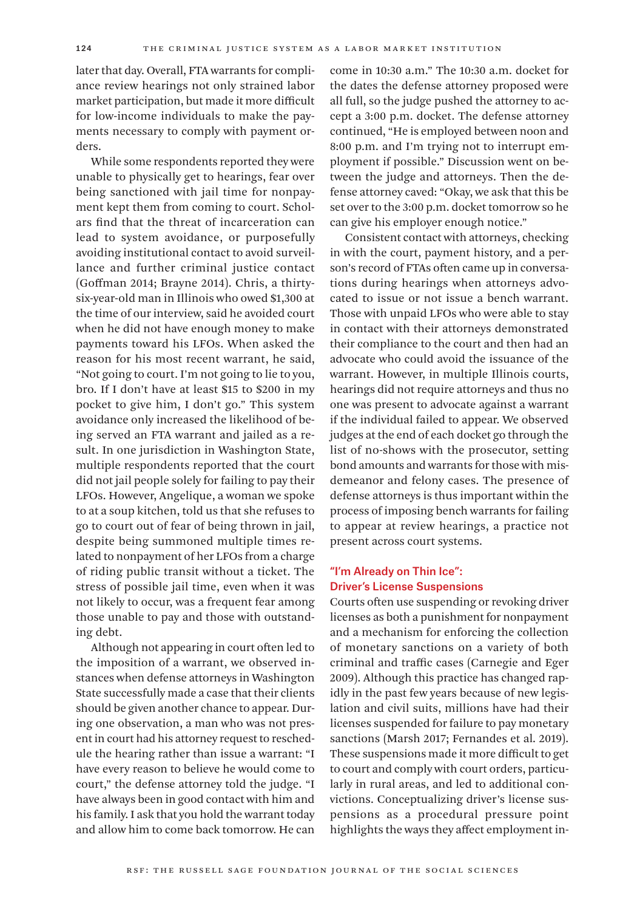later that day. Overall, FTA warrants for compliance review hearings not only strained labor market participation, but made it more difficult for low-income individuals to make the payments necessary to comply with payment orders.

While some respondents reported they were unable to physically get to hearings, fear over being sanctioned with jail time for nonpayment kept them from coming to court. Scholars find that the threat of incarceration can lead to system avoidance, or purposefully avoiding institutional contact to avoid surveillance and further criminal justice contact (Goffman 2014; Brayne 2014). Chris, a thirty-six-year-old man in Illinois who owed $1,300 at the time of our interview, said he avoided court when he did not have enough money to make payments toward his LFOs. When asked the reason for his most recent warrant, he said, "Not going to court. I'm not going to lie to you, bro. If I don't have at least $15 to $200 in my pocket to give him, I don't go." This system avoidance only increased the likelihood of being served an FTA warrant and jailed as a result. In one jurisdiction in Washington State, multiple respondents reported that the court did not jail people solely for failing to pay their LFOs. However, Angelique, a woman we spoke to at a soup kitchen, told us that she refuses to go to court out of fear of being thrown in jail, despite being summoned multiple times related to nonpayment of her LFOs from a charge of riding public transit without a ticket. The stress of possible jail time, even when it was not likely to occur, was a frequent fear among those unable to pay and those with outstanding debt.

Although not appearing in court often led to the imposition of a warrant, we observed instances when defense attorneys in Washington State successfully made a case that their clients should be given another chance to appear. During one observation, a man who was not present in court had his attorney request to reschedule the hearing rather than issue a warrant: "I have every reason to believe he would come to court," the defense attorney told the judge. "I have always been in good contact with him and his family. I ask that you hold the warrant today and allow him to come back tomorrow. He can come in 10:30 a.m." The 10:30 a.m. docket for the dates the defense attorney proposed were all full, so the judge pushed the attorney to accept a 3:00 p.m. docket. The defense attorney continued, "He is employed between noon and 8:00 p.m. and I'm trying not to interrupt employment if possible." Discussion went on between the judge and attorneys. Then the defense attorney caved: "Okay, we ask that this be set over to the 3:00 p.m. docket tomorrow so he can give his employer enough notice."

Consistent contact with attorneys, checking in with the court, payment history, and a person's record of FTAs often came up in conversations during hearings when attorneys advocated to issue or not issue a bench warrant. Those with unpaid LFOs who were able to stay in contact with their attorneys demonstrated their compliance to the court and then had an advocate who could avoid the issuance of the warrant. However, in multiple Illinois courts, hearings did not require attorneys and thus no one was present to advocate against a warrant if the individual failed to appear. We observed judges at the end of each docket go through the list of no-shows with the prosecutor, setting bond amounts and warrants for those with misdemeanor and felony cases. The presence of defense attorneys is thus important within the process of imposing bench warrants for failing to appear at review hearings, a practice not present across court systems.

### "I'm Already on Thin Ice": Driver's License Suspensions

Courts often use suspending or revoking driver licenses as both a punishment for nonpayment and a mechanism for enforcing the collection of monetary sanctions on a variety of both criminal and traffic cases (Carnegie and Eger 2009). Although this practice has changed rapidly in the past few years because of new legislation and civil suits, millions have had their licenses suspended for failure to pay monetary sanctions (Marsh 2017; Fernandes et al. 2019). These suspensions made it more difficult to get to court and comply with court orders, particularly in rural areas, and led to additional convictions. Conceptualizing driver's license suspensions as a procedural pressure point highlights the ways they affect employment in-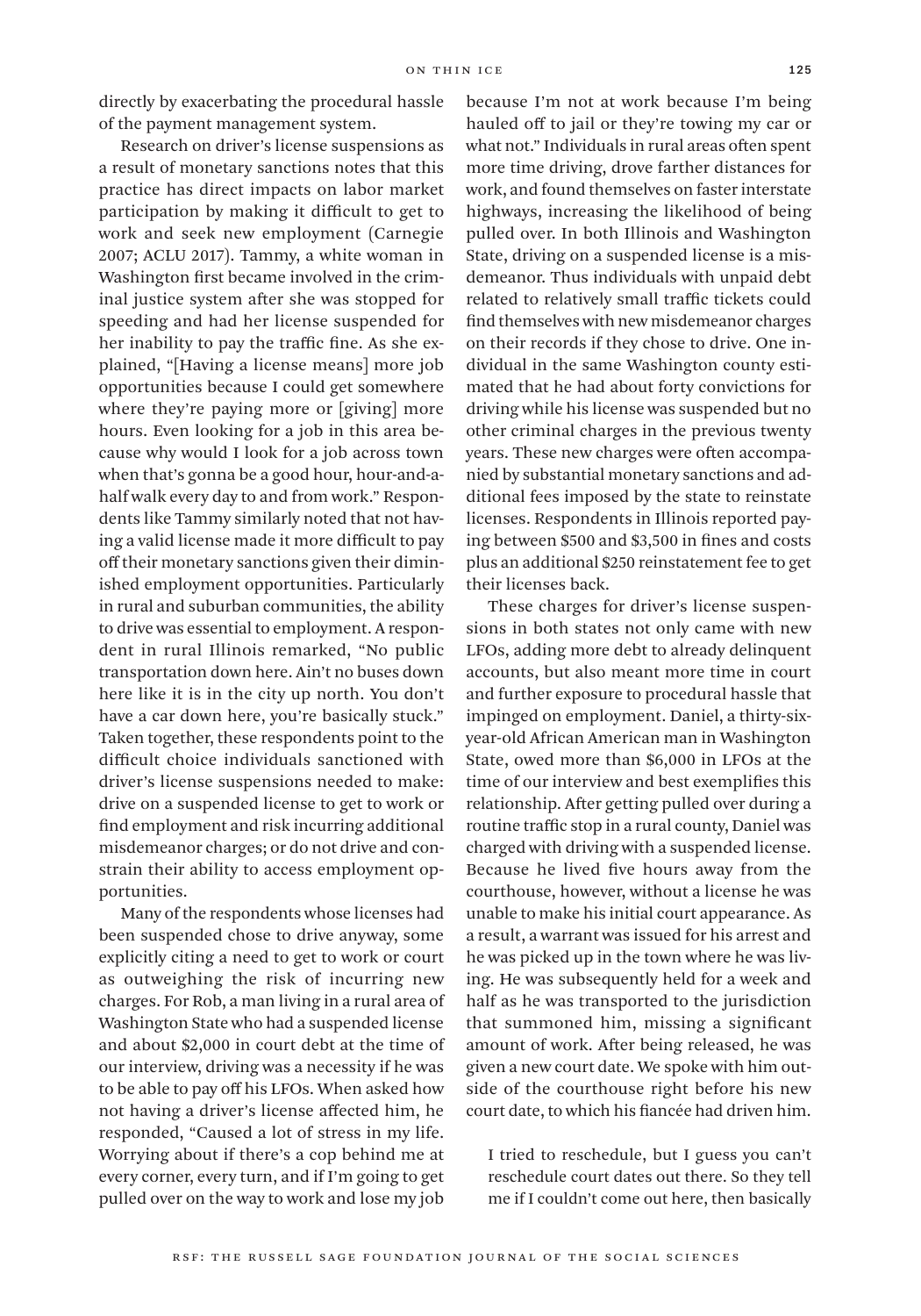directly by exacerbating the procedural hassle of the payment management system.

Research on driver's license suspensions as a result of monetary sanctions notes that this practice has direct impacts on labor market participation by making it difficult to get to work and seek new employment (Carnegie 2007; ACLU 2017). Tammy, a white woman in Washington first became involved in the criminal justice system after she was stopped for speeding and had her license suspended for her inability to pay the traffic fine. As she explained, "[Having a license means] more job opportunities because I could get somewhere where they're paying more or [giving] more hours. Even looking for a job in this area because why would I look for a job across town when that's gonna be a good hour, hour-and-a-half walk every day to and from work." Respondents like Tammy similarly noted that not having a valid license made it more difficult to pay off their monetary sanctions given their diminished employment opportunities. Particularly in rural and suburban communities, the ability to drive was essential to employment. A respondent in rural Illinois remarked, "No public transportation down here. Ain't no buses down here like it is in the city up north. You don't have a car down here, you're basically stuck." Taken together, these respondents point to the difficult choice individuals sanctioned with driver's license suspensions needed to make: drive on a suspended license to get to work or find employment and risk incurring additional misdemeanor charges; or do not drive and constrain their ability to access employment opportunities.

Many of the respondents whose licenses had been suspended chose to drive anyway, some explicitly citing a need to get to work or court as outweighing the risk of incurring new charges. For Rob, a man living in a rural area of Washington State who had a suspended license and about $2,000 in court debt at the time of our interview, driving was a necessity if he was to be able to pay off his LFOs. When asked how not having a driver's license affected him, he responded, "Caused a lot of stress in my life. Worrying about if there's a cop behind me at every corner, every turn, and if I'm going to get pulled over on the way to work and lose my job because I'm not at work because I'm being hauled off to jail or they're towing my car or what not." Individuals in rural areas often spent more time driving, drove farther distances for work, and found themselves on faster interstate highways, increasing the likelihood of being pulled over. In both Illinois and Washington State, driving on a suspended license is a misdemeanor. Thus individuals with unpaid debt related to relatively small traffic tickets could find themselves with new misdemeanor charges on their records if they chose to drive. One individual in the same Washington county estimated that he had about forty convictions for driving while his license was suspended but no other criminal charges in the previous twenty years. These new charges were often accompanied by substantial monetary sanctions and additional fees imposed by the state to reinstate licenses. Respondents in Illinois reported paying between $500 and $3,500 in fines and costs plus an additional $250 reinstatement fee to get their licenses back.

These charges for driver's license suspensions in both states not only came with new LFOs, adding more debt to already delinquent accounts, but also meant more time in court and further exposure to procedural hassle that impinged on employment. Daniel, a thirty-six-year-old African American man in Washington State, owed more than $6,000 in LFOs at the time of our interview and best exemplifies this relationship. After getting pulled over during a routine traffic stop in a rural county, Daniel was charged with driving with a suspended license. Because he lived five hours away from the courthouse, however, without a license he was unable to make his initial court appearance. As a result, a warrant was issued for his arrest and he was picked up in the town where he was living. He was subsequently held for a week and half as he was transported to the jurisdiction that summoned him, missing a significant amount of work. After being released, he was given a new court date. We spoke with him outside of the courthouse right before his new court date, to which his fiancée had driven him.

> I tried to reschedule, but I guess you can't reschedule court dates out there. So they tell me if I couldn't come out here, then basically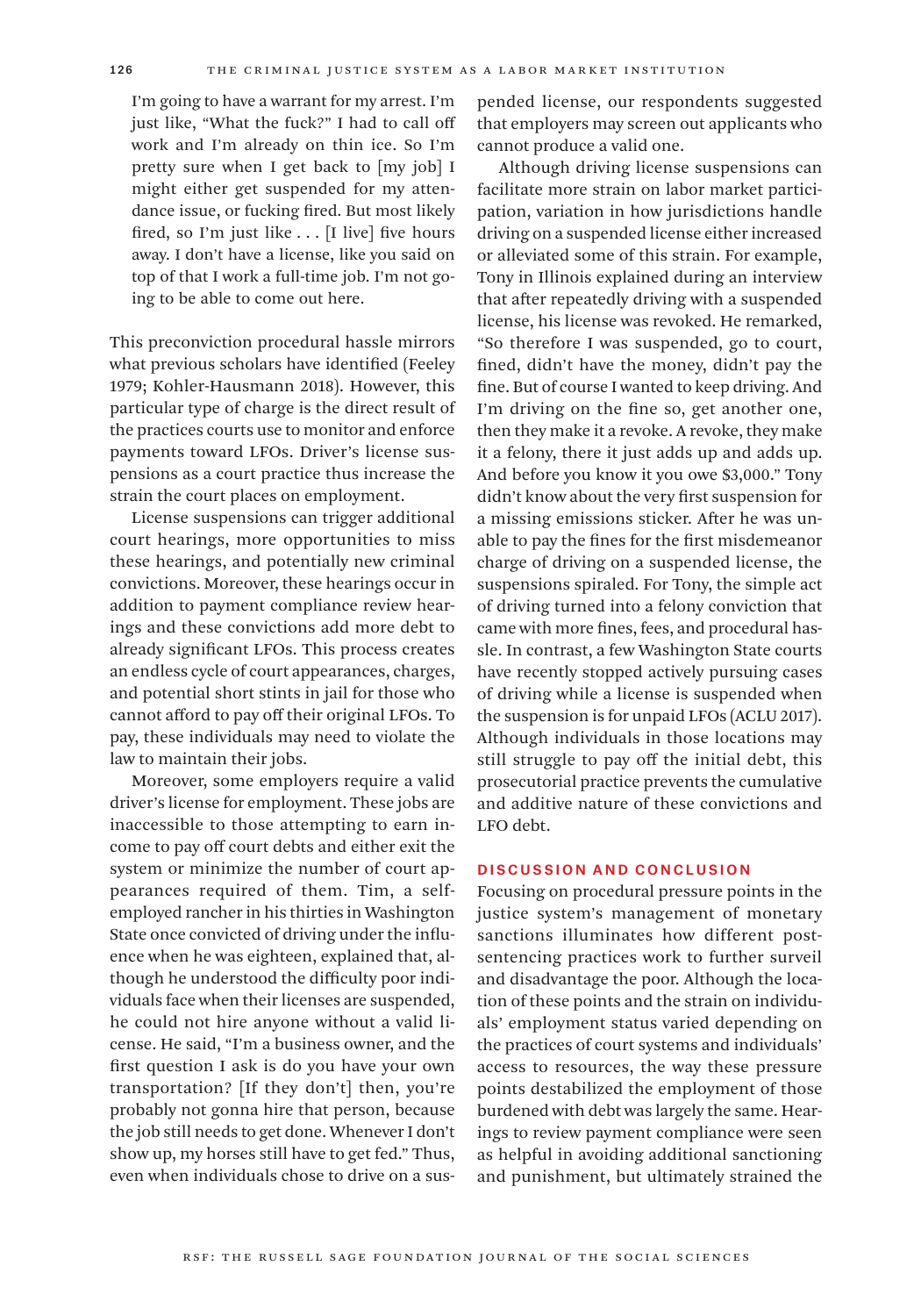> I'm going to have a warrant for my arrest. I'm just like, "What the fuck?" I had to call off work and I'm already on thin ice. So I'm pretty sure when I get back to [my job] I might either get suspended for my attendance issue, or fucking fired. But most likely fired, so I'm just like . . . [I live] five hours away. I don't have a license, like you said on top of that I work a full-time job. I'm not going to be able to come out here.

This preconviction procedural hassle mirrors what previous scholars have identified (Feeley 1979; Kohler-Hausmann 2018). However, this particular type of charge is the direct result of the practices courts use to monitor and enforce payments toward LFOs. Driver's license suspensions as a court practice thus increase the strain the court places on employment.

License suspensions can trigger additional court hearings, more opportunities to miss these hearings, and potentially new criminal convictions. Moreover, these hearings occur in addition to payment compliance review hearings and these convictions add more debt to already significant LFOs. This process creates an endless cycle of court appearances, charges, and potential short stints in jail for those who cannot afford to pay off their original LFOs. To pay, these individuals may need to violate the law to maintain their jobs.

Moreover, some employers require a valid driver's license for employment. These jobs are inaccessible to those attempting to earn income to pay off court debts and either exit the system or minimize the number of court appearances required of them. Tim, a self-employed rancher in his thirties in Washington State once convicted of driving under the influence when he was eighteen, explained that, although he understood the difficulty poor individuals face when their licenses are suspended, he could not hire anyone without a valid license. He said, "I'm a business owner, and the first question I ask is do you have your own transportation? [If they don't] then, you're probably not gonna hire that person, because the job still needs to get done. Whenever I don't show up, my horses still have to get fed." Thus, even when individuals chose to drive on a suspended license, our respondents suggested that employers may screen out applicants who cannot produce a valid one.

Although driving license suspensions can facilitate more strain on labor market participation, variation in how jurisdictions handle driving on a suspended license either increased or alleviated some of this strain. For example, Tony in Illinois explained during an interview that after repeatedly driving with a suspended license, his license was revoked. He remarked, "So therefore I was suspended, go to court, fined, didn't have the money, didn't pay the fine. But of course I wanted to keep driving. And I'm driving on the fine so, get another one, then they make it a revoke. A revoke, they make it a felony, there it just adds up and adds up. And before you know it you owe $3,000." Tony didn't know about the very first suspension for a missing emissions sticker. After he was unable to pay the fines for the first misdemeanor charge of driving on a suspended license, the suspensions spiraled. For Tony, the simple act of driving turned into a felony conviction that came with more fines, fees, and procedural hassle. In contrast, a few Washington State courts have recently stopped actively pursuing cases of driving while a license is suspended when the suspension is for unpaid LFOs (ACLU 2017). Although individuals in those locations may still struggle to pay off the initial debt, this prosecutorial practice prevents the cumulative and additive nature of these convictions and LFO debt.

## DISCUSSION AND CONCLUSION

Focusing on procedural pressure points in the justice system's management of monetary sanctions illuminates how different post-sentencing practices work to further surveil and disadvantage the poor. Although the location of these points and the strain on individuals' employment status varied depending on the practices of court systems and individuals' access to resources, the way these pressure points destabilized the employment of those burdened with debt was largely the same. Hearings to review payment compliance were seen as helpful in avoiding additional sanctioning and punishment, but ultimately strained the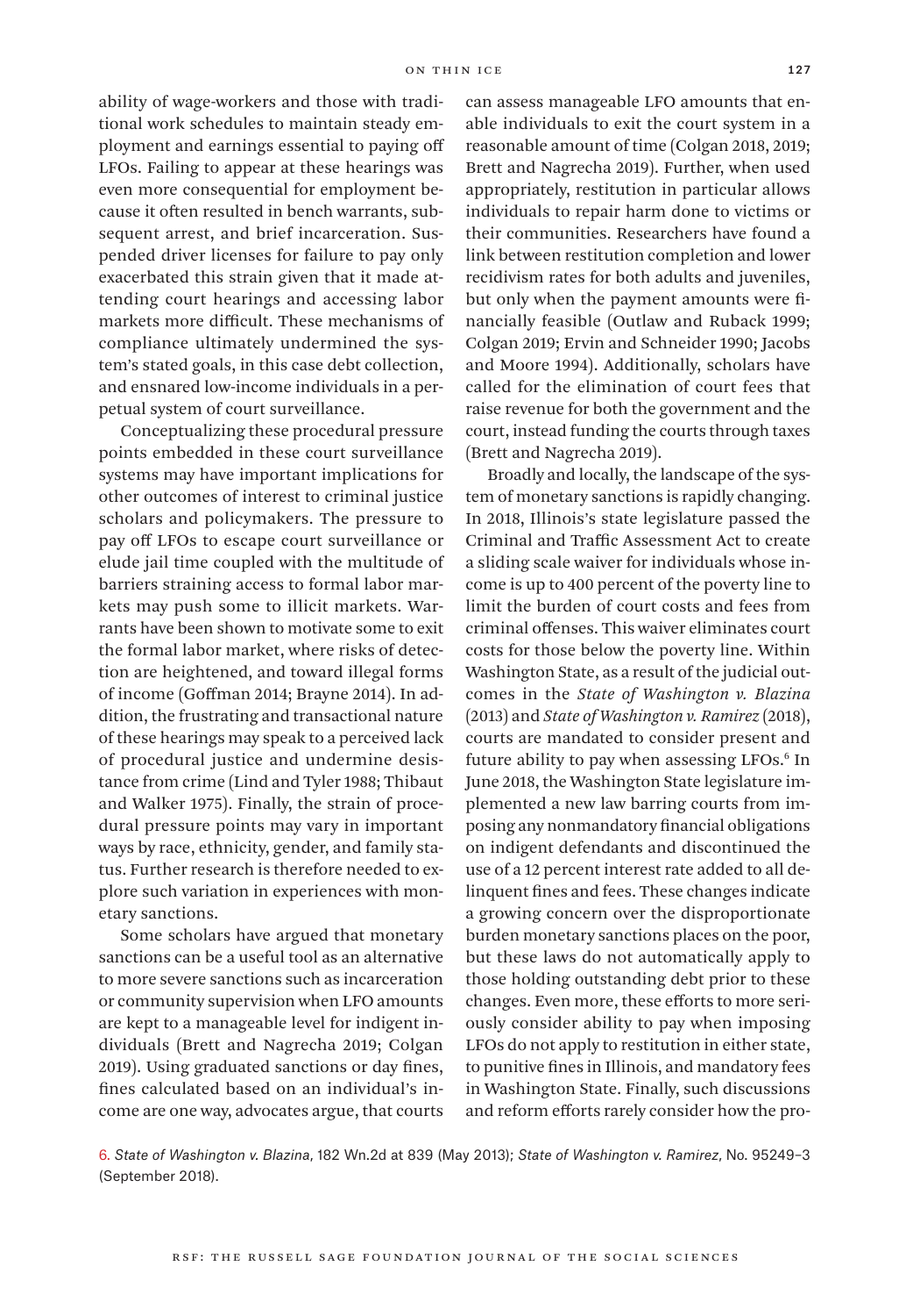ability of wage-workers and those with traditional work schedules to maintain steady employment and earnings essential to paying off LFOs. Failing to appear at these hearings was even more consequential for employment because it often resulted in bench warrants, subsequent arrest, and brief incarceration. Suspended driver licenses for failure to pay only exacerbated this strain given that it made attending court hearings and accessing labor markets more difficult. These mechanisms of compliance ultimately undermined the system's stated goals, in this case debt collection, and ensnared low-income individuals in a perpetual system of court surveillance.

Conceptualizing these procedural pressure points embedded in these court surveillance systems may have important implications for other outcomes of interest to criminal justice scholars and policymakers. The pressure to pay off LFOs to escape court surveillance or elude jail time coupled with the multitude of barriers straining access to formal labor markets may push some to illicit markets. Warrants have been shown to motivate some to exit the formal labor market, where risks of detection are heightened, and toward illegal forms of income (Goffman 2014; Brayne 2014). In addition, the frustrating and transactional nature of these hearings may speak to a perceived lack of procedural justice and undermine desistance from crime (Lind and Tyler 1988; Thibaut and Walker 1975). Finally, the strain of procedural pressure points may vary in important ways by race, ethnicity, gender, and family status. Further research is therefore needed to explore such variation in experiences with monetary sanctions.

Some scholars have argued that monetary sanctions can be a useful tool as an alternative to more severe sanctions such as incarceration or community supervision when LFO amounts are kept to a manageable level for indigent individuals (Brett and Nagrecha 2019; Colgan 2019). Using graduated sanctions or day fines, fines calculated based on an individual's income are one way, advocates argue, that courts can assess manageable LFO amounts that enable individuals to exit the court system in a reasonable amount of time (Colgan 2018, 2019; Brett and Nagrecha 2019). Further, when used appropriately, restitution in particular allows individuals to repair harm done to victims or their communities. Researchers have found a link between restitution completion and lower recidivism rates for both adults and juveniles, but only when the payment amounts were financially feasible (Outlaw and Ruback 1999; Colgan 2019; Ervin and Schneider 1990; Jacobs and Moore 1994). Additionally, scholars have called for the elimination of court fees that raise revenue for both the government and the court, instead funding the courts through taxes (Brett and Nagrecha 2019).

Broadly and locally, the landscape of the system of monetary sanctions is rapidly changing. In 2018, Illinois's state legislature passed the Criminal and Traffic Assessment Act to create a sliding scale waiver for individuals whose income is up to 400 percent of the poverty line to limit the burden of court costs and fees from criminal offenses. This waiver eliminates court costs for those below the poverty line. Within Washington State, as a result of the judicial outcomes in the *State of Washington v. Blazina* (2013) and *State of Washington v. Ramirez* (2018), courts are mandated to consider present and future ability to pay when assessing LFOs.[6] In June 2018, the Washington State legislature implemented a new law barring courts from imposing any nonmandatory financial obligations on indigent defendants and discontinued the use of a 12 percent interest rate added to all delinquent fines and fees. These changes indicate a growing concern over the disproportionate burden monetary sanctions places on the poor, but these laws do not automatically apply to those holding outstanding debt prior to these changes. Even more, these efforts to more seriously consider ability to pay when imposing LFOs do not apply to restitution in either state, to punitive fines in Illinois, and mandatory fees in Washington State. Finally, such discussions and reform efforts rarely consider how the pro-

6. *State of Washington v. Blazina*, 182 Wn.2d at 839 (May 2013); *State of Washington v. Ramirez*, No. 95249–3 (September 2018).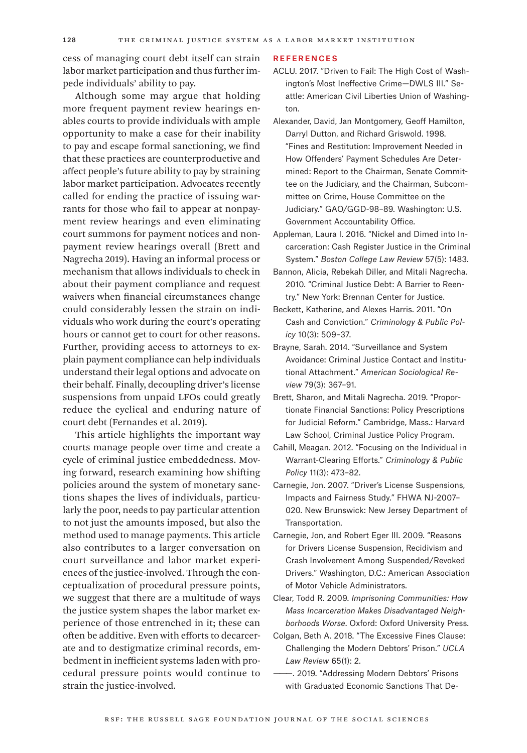cess of managing court debt itself can strain labor market participation and thus further impede individuals' ability to pay.

Although some may argue that holding more frequent payment review hearings enables courts to provide individuals with ample opportunity to make a case for their inability to pay and escape formal sanctioning, we find that these practices are counterproductive and affect people's future ability to pay by straining labor market participation. Advocates recently called for ending the practice of issuing warrants for those who fail to appear at nonpayment review hearings and even eliminating court summons for payment notices and nonpayment review hearings overall (Brett and Nagrecha 2019). Having an informal process or mechanism that allows individuals to check in about their payment compliance and request waivers when financial circumstances change could considerably lessen the strain on individuals who work during the court's operating hours or cannot get to court for other reasons. Further, providing access to attorneys to explain payment compliance can help individuals understand their legal options and advocate on their behalf. Finally, decoupling driver's license suspensions from unpaid LFOs could greatly reduce the cyclical and enduring nature of court debt (Fernandes et al. 2019).

This article highlights the important way courts manage people over time and create a cycle of criminal justice embeddedness. Moving forward, research examining how shifting policies around the system of monetary sanctions shapes the lives of individuals, particularly the poor, needs to pay particular attention to not just the amounts imposed, but also the method used to manage payments. This article also contributes to a larger conversation on court surveillance and labor market experiences of the justice-involved. Through the conceptualization of procedural pressure points, we suggest that there are a multitude of ways the justice system shapes the labor market experience of those entrenched in it; these can often be additive. Even with efforts to decarcerate and to destigmatize criminal records, embedment in inefficient systems laden with procedural pressure points would continue to strain the justice-involved.

## REFERENCES

ACLU. 2017. "Driven to Fail: The High Cost of Washington's Most Ineffective Crime—DWLS III." Seattle: American Civil Liberties Union of Washington.

Alexander, David, Jan Montgomery, Geoff Hamilton, Darryl Dutton, and Richard Griswold. 1998. "Fines and Restitution: Improvement Needed in How Offenders' Payment Schedules Are Determined: Report to the Chairman, Senate Committee on the Judiciary, and the Chairman, Subcommittee on Crime, House Committee on the Judiciary." GAO/GGD-98-89. Washington: U.S. Government Accountability Office.

Appleman, Laura I. 2016. "Nickel and Dimed into Incarceration: Cash Register Justice in the Criminal System." *Boston College Law Review* 57(5): 1483.

Bannon, Alicia, Rebekah Diller, and Mitali Nagrecha. 2010. "Criminal Justice Debt: A Barrier to Reentry." New York: Brennan Center for Justice.

Beckett, Katherine, and Alexes Harris. 2011. "On Cash and Conviction." *Criminology & Public Policy* 10(3): 509–37.

Brayne, Sarah. 2014. "Surveillance and System Avoidance: Criminal Justice Contact and Institutional Attachment." *American Sociological Review* 79(3): 367–91.

Brett, Sharon, and Mitali Nagrecha. 2019. "Proportionate Financial Sanctions: Policy Prescriptions for Judicial Reform." Cambridge, Mass.: Harvard Law School, Criminal Justice Policy Program.

Cahill, Meagan. 2012. "Focusing on the Individual in Warrant-Clearing Efforts." *Criminology & Public Policy* 11(3): 473–82.

Carnegie, Jon. 2007. "Driver's License Suspensions, Impacts and Fairness Study." FHWA NJ-2007-020. New Brunswick: New Jersey Department of Transportation.

Carnegie, Jon, and Robert Eger III. 2009. "Reasons for Drivers License Suspension, Recidivism and Crash Involvement Among Suspended/Revoked Drivers." Washington, D.C.: American Association of Motor Vehicle Administrators.

Clear, Todd R. 2009. *Imprisoning Communities: How Mass Incarceration Makes Disadvantaged Neighborhoods Worse*. Oxford: Oxford University Press.

Colgan, Beth A. 2018. "The Excessive Fines Clause: Challenging the Modern Debtors' Prison." *UCLA Law Review* 65(1): 2.

———. 2019. "Addressing Modern Debtors' Prisons with Graduated Economic Sanctions That De-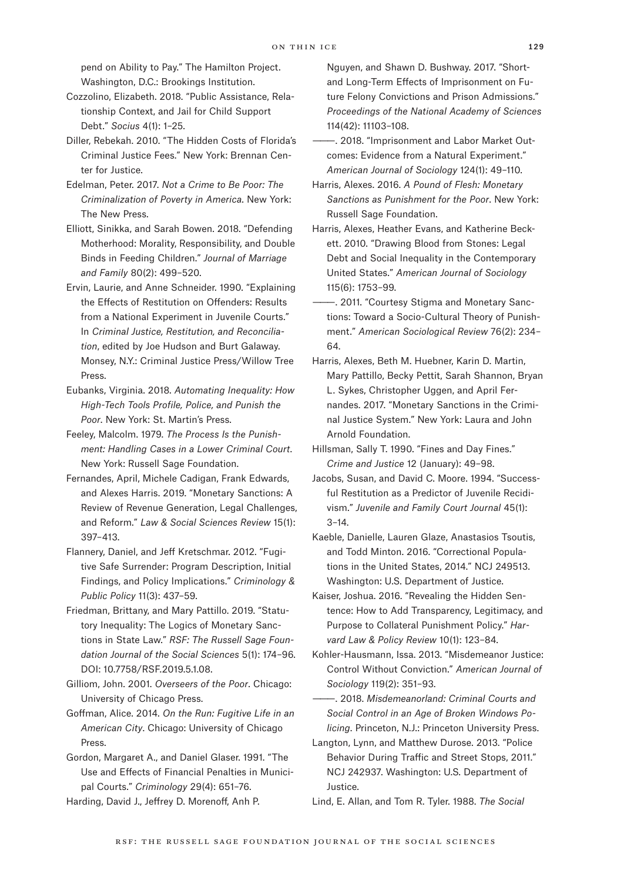pend on Ability to Pay." The Hamilton Project. Washington, D.C.: Brookings Institution.

Cozzolino, Elizabeth. 2018. "Public Assistance, Relationship Context, and Jail for Child Support Debt." *Socius* 4(1): 1–25.

Diller, Rebekah. 2010. "The Hidden Costs of Florida's Criminal Justice Fees." New York: Brennan Center for Justice.

Edelman, Peter. 2017. *Not a Crime to Be Poor: The Criminalization of Poverty in America*. New York: The New Press.

Elliott, Sinikka, and Sarah Bowen. 2018. "Defending Motherhood: Morality, Responsibility, and Double Binds in Feeding Children." *Journal of Marriage and Family* 80(2): 499–520.

Ervin, Laurie, and Anne Schneider. 1990. "Explaining the Effects of Restitution on Offenders: Results from a National Experiment in Juvenile Courts." In *Criminal Justice, Restitution, and Reconciliation*, edited by Joe Hudson and Burt Galaway. Monsey, N.Y.: Criminal Justice Press/Willow Tree Press.

Eubanks, Virginia. 2018. *Automating Inequality: How High-Tech Tools Profile, Police, and Punish the Poor*. New York: St. Martin's Press.

Feeley, Malcolm. 1979. *The Process Is the Punishment: Handling Cases in a Lower Criminal Court.* New York: Russell Sage Foundation.

Fernandes, April, Michele Cadigan, Frank Edwards, and Alexes Harris. 2019. "Monetary Sanctions: A Review of Revenue Generation, Legal Challenges, and Reform." *Law & Social Sciences Review* 15(1): 397–413.

Flannery, Daniel, and Jeff Kretschmar. 2012. "Fugitive Safe Surrender: Program Description, Initial Findings, and Policy Implications." *Criminology & Public Policy* 11(3): 437–59.

Friedman, Brittany, and Mary Pattillo. 2019. "Statutory Inequality: The Logics of Monetary Sanctions in State Law." *RSF: The Russell Sage Foundation Journal of the Social Sciences* 5(1): 174–96. DOI: 10.7758/RSF.2019.5.1.08.

Gilliom, John. 2001. *Overseers of the Poor*. Chicago: University of Chicago Press.

Goffman, Alice. 2014. *On the Run: Fugitive Life in an American City*. Chicago: University of Chicago Press.

Gordon, Margaret A., and Daniel Glaser. 1991. "The Use and Effects of Financial Penalties in Municipal Courts." *Criminology* 29(4): 651–76.

Harding, David J., Jeffrey D. Morenoff, Anh P. Nguyen, and Shawn D. Bushway. 2017. "Short- and Long-Term Effects of Imprisonment on Future Felony Convictions and Prison Admissions." *Proceedings of the National Academy of Sciences* 114(42): 11103–108.

———. 2018. "Imprisonment and Labor Market Outcomes: Evidence from a Natural Experiment." *American Journal of Sociology* 124(1): 49–110.

Harris, Alexes. 2016. *A Pound of Flesh: Monetary Sanctions as Punishment for the Poor*. New York: Russell Sage Foundation.

Harris, Alexes, Heather Evans, and Katherine Beckett. 2010. "Drawing Blood from Stones: Legal Debt and Social Inequality in the Contemporary United States." *American Journal of Sociology* 115(6): 1753–99.

———. 2011. "Courtesy Stigma and Monetary Sanctions: Toward a Socio-Cultural Theory of Punishment." *American Sociological Review* 76(2): 234–64.

Harris, Alexes, Beth M. Huebner, Karin D. Martin, Mary Pattillo, Becky Pettit, Sarah Shannon, Bryan L. Sykes, Christopher Uggen, and April Fernandes. 2017. "Monetary Sanctions in the Criminal Justice System." New York: Laura and John Arnold Foundation.

Hillsman, Sally T. 1990. "Fines and Day Fines." *Crime and Justice* 12 (January): 49–98.

Jacobs, Susan, and David C. Moore. 1994. "Successful Restitution as a Predictor of Juvenile Recidivism." *Juvenile and Family Court Journal* 45(1): 3–14.

Kaeble, Danielle, Lauren Glaze, Anastasios Tsoutis, and Todd Minton. 2016. "Correctional Populations in the United States, 2014." NCJ 249513. Washington: U.S. Department of Justice.

Kaiser, Joshua. 2016. "Revealing the Hidden Sentence: How to Add Transparency, Legitimacy, and Purpose to Collateral Punishment Policy." *Harvard Law & Policy Review* 10(1): 123–84.

Kohler-Hausmann, Issa. 2013. "Misdemeanor Justice: Control Without Conviction." *American Journal of Sociology* 119(2): 351–93.

———. 2018. *Misdemeanorland: Criminal Courts and Social Control in an Age of Broken Windows Policing*. Princeton, N.J.: Princeton University Press.

Langton, Lynn, and Matthew Durose. 2013. "Police Behavior During Traffic and Street Stops, 2011." NCJ 242937. Washington: U.S. Department of Justice.

Lind, E. Allan, and Tom R. Tyler. 1988. *The Social*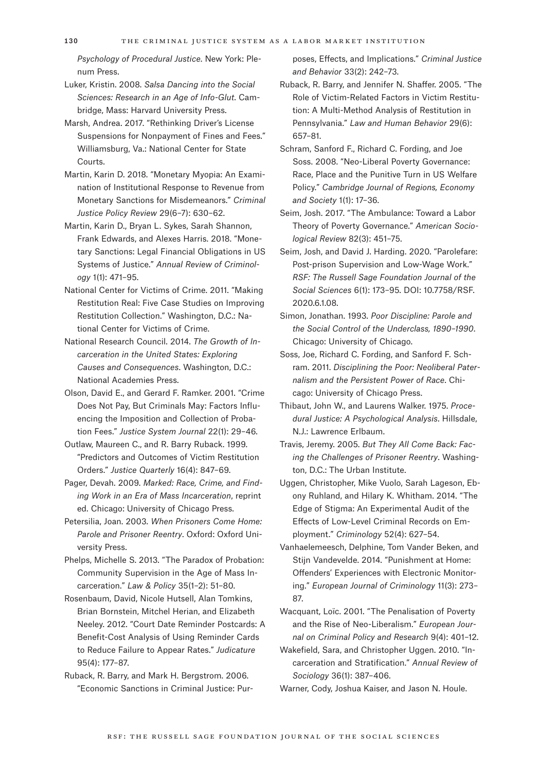*Psychology of Procedural Justice*. New York: Plenum Press.

Luker, Kristin. 2008. *Salsa Dancing into the Social Sciences: Research in an Age of Info-Glut*. Cambridge, Mass: Harvard University Press.

Marsh, Andrea. 2017. "Rethinking Driver's License Suspensions for Nonpayment of Fines and Fees." Williamsburg, Va.: National Center for State Courts.

Martin, Karin D. 2018. "Monetary Myopia: An Examination of Institutional Response to Revenue from Monetary Sanctions for Misdemeanors." *Criminal Justice Policy Review* 29(6–7): 630–62.

Martin, Karin D., Bryan L. Sykes, Sarah Shannon, Frank Edwards, and Alexes Harris. 2018. "Monetary Sanctions: Legal Financial Obligations in US Systems of Justice." *Annual Review of Criminology* 1(1): 471–95.

National Center for Victims of Crime. 2011. "Making Restitution Real: Five Case Studies on Improving Restitution Collection." Washington, D.C.: National Center for Victims of Crime.

National Research Council. 2014. *The Growth of Incarceration in the United States: Exploring Causes and Consequences*. Washington, D.C.: National Academies Press.

Olson, David E., and Gerard F. Ramker. 2001. "Crime Does Not Pay, But Criminals May: Factors Influencing the Imposition and Collection of Probation Fees." *Justice System Journal* 22(1): 29–46.

Outlaw, Maureen C., and R. Barry Ruback. 1999. "Predictors and Outcomes of Victim Restitution Orders." *Justice Quarterly* 16(4): 847–69.

Pager, Devah. 2009. *Marked: Race, Crime, and Finding Work in an Era of Mass Incarceration*, reprint ed. Chicago: University of Chicago Press.

Petersilia, Joan. 2003. *When Prisoners Come Home: Parole and Prisoner Reentry*. Oxford: Oxford University Press.

Phelps, Michelle S. 2013. "The Paradox of Probation: Community Supervision in the Age of Mass Incarceration." *Law & Policy* 35(1–2): 51–80.

Rosenbaum, David, Nicole Hutsell, Alan Tomkins, Brian Bornstein, Mitchel Herian, and Elizabeth Neeley. 2012. "Court Date Reminder Postcards: A Benefit-Cost Analysis of Using Reminder Cards to Reduce Failure to Appear Rates." *Judicature* 95(4): 177–87.

Ruback, R. Barry, and Mark H. Bergstrom. 2006. "Economic Sanctions in Criminal Justice: Purposes, Effects, and Implications." *Criminal Justice and Behavior* 33(2): 242–73.

Ruback, R. Barry, and Jennifer N. Shaffer. 2005. "The Role of Victim-Related Factors in Victim Restitution: A Multi-Method Analysis of Restitution in Pennsylvania." *Law and Human Behavior* 29(6): 657–81.

Schram, Sanford F., Richard C. Fording, and Joe Soss. 2008. "Neo-Liberal Poverty Governance: Race, Place and the Punitive Turn in US Welfare Policy." *Cambridge Journal of Regions, Economy and Society* 1(1): 17–36.

Seim, Josh. 2017. "The Ambulance: Toward a Labor Theory of Poverty Governance." *American Sociological Review* 82(3): 451–75.

Seim, Josh, and David J. Harding. 2020. "Parolefare: Post-prison Supervision and Low-Wage Work." *RSF: The Russell Sage Foundation Journal of the Social Sciences* 6(1): 173–95. DOI: 10.7758/RSF.2020.6.1.08.

Simon, Jonathan. 1993. *Poor Discipline: Parole and the Social Control of the Underclass, 1890–1990*. Chicago: University of Chicago.

Soss, Joe, Richard C. Fording, and Sanford F. Schram. 2011. *Disciplining the Poor: Neoliberal Paternalism and the Persistent Power of Race*. Chicago: University of Chicago Press.

Thibaut, John W., and Laurens Walker. 1975. *Procedural Justice: A Psychological Analysis*. Hillsdale, N.J.: Lawrence Erlbaum.

Travis, Jeremy. 2005. *But They All Come Back: Facing the Challenges of Prisoner Reentry*. Washington, D.C.: The Urban Institute.

Uggen, Christopher, Mike Vuolo, Sarah Lageson, Ebony Ruhland, and Hilary K. Whitham. 2014. "The Edge of Stigma: An Experimental Audit of the Effects of Low-Level Criminal Records on Employment." *Criminology* 52(4): 627–54.

Vanhaelemeesch, Delphine, Tom Vander Beken, and Stijn Vandevelde. 2014. "Punishment at Home: Offenders' Experiences with Electronic Monitoring." *European Journal of Criminology* 11(3): 273–87.

Wacquant, Loïc. 2001. "The Penalisation of Poverty and the Rise of Neo-Liberalism." *European Journal on Criminal Policy and Research* 9(4): 401–12.

Wakefield, Sara, and Christopher Uggen. 2010. "Incarceration and Stratification." *Annual Review of Sociology* 36(1): 387–406.

Warner, Cody, Joshua Kaiser, and Jason N. Houle.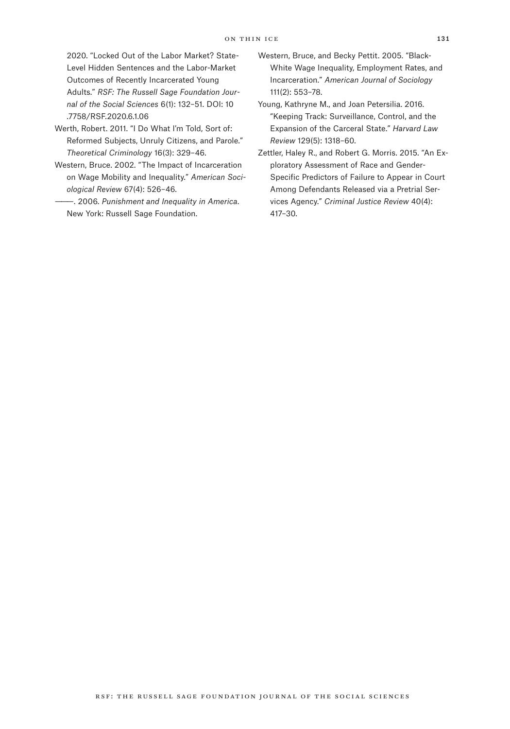2020. "Locked Out of the Labor Market? State-Level Hidden Sentences and the Labor-Market Outcomes of Recently Incarcerated Young Adults." *RSF: The Russell Sage Foundation Journal of the Social Sciences* 6(1): 132–51. DOI: 10.7758/RSF.2020.6.1.06

Werth, Robert. 2011. "I Do What I'm Told, Sort of: Reformed Subjects, Unruly Citizens, and Parole." *Theoretical Criminology* 16(3): 329–46.

Western, Bruce. 2002. "The Impact of Incarceration on Wage Mobility and Inequality." *American Sociological Review* 67(4): 526–46.

———. 2006. *Punishment and Inequality in America*. New York: Russell Sage Foundation.

Western, Bruce, and Becky Pettit. 2005. "Black-White Wage Inequality, Employment Rates, and Incarceration." *American Journal of Sociology* 111(2): 553–78.

Young, Kathryne M., and Joan Petersilia. 2016. "Keeping Track: Surveillance, Control, and the Expansion of the Carceral State." *Harvard Law Review* 129(5): 1318–60.

Zettler, Haley R., and Robert G. Morris. 2015. "An Exploratory Assessment of Race and Gender-Specific Predictors of Failure to Appear in Court Among Defendants Released via a Pretrial Services Agency." *Criminal Justice Review* 40(4): 417–30.